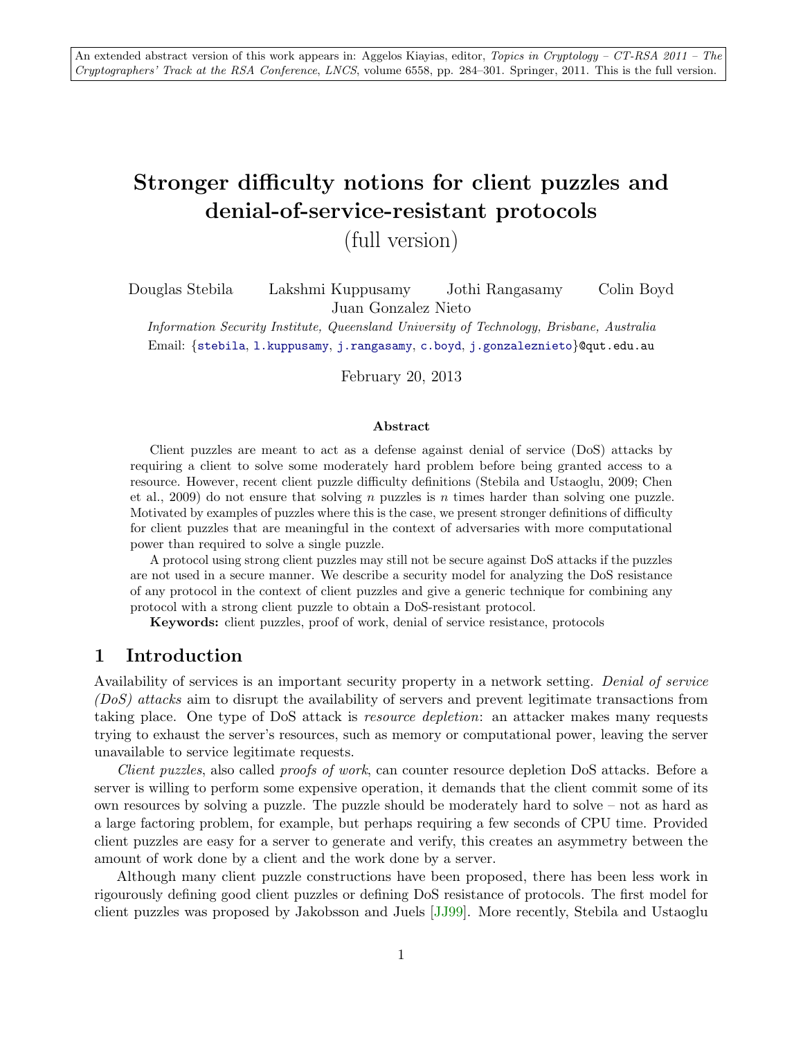An extended abstract version of this work appears in: Aggelos Kiayias, editor, *Topics in Cryptology – CT-RSA 2011 – The Cryptographers' Track at the RSA Conference*, *LNCS*, volume 6558, pp. 284–301. Springer, 2011. This is the full version.

# Stronger difficulty notions for client puzzles and denial-of-service-resistant protocols

(full version)

Douglas Stebila  Lakshmi Kuppusamy  Jothi Rangasamy  Colin Boyd  Juan Gonzalez Nieto

*Information Security Institute, Queensland University of Technology, Brisbane, Australia*

Email: {stebila, l.kuppusamy, j.rangasamy, c.boyd, j.gonzaleznieto}@qut.edu.au

February 20, 2013

### Abstract

Client puzzles are meant to act as a defense against denial of service (DoS) attacks by requiring a client to solve some moderately hard problem before being granted access to a resource. However, recent client puzzle difficulty definitions (Stebila and Ustaoglu, 2009; Chen et al., 2009) do not ensure that solving $n$ puzzles is $n$ times harder than solving one puzzle. Motivated by examples of puzzles where this is the case, we present stronger definitions of difficulty for client puzzles that are meaningful in the context of adversaries with more computational power than required to solve a single puzzle.

A protocol using strong client puzzles may still not be secure against DoS attacks if the puzzles are not used in a secure manner. We describe a security model for analyzing the DoS resistance of any protocol in the context of client puzzles and give a generic technique for combining any protocol with a strong client puzzle to obtain a DoS-resistant protocol.

**Keywords:** client puzzles, proof of work, denial of service resistance, protocols

## 1 Introduction

Availability of services is an important security property in a network setting. *Denial of service (DoS) attacks* aim to disrupt the availability of servers and prevent legitimate transactions from taking place. One type of DoS attack is *resource depletion*: an attacker makes many requests trying to exhaust the server's resources, such as memory or computational power, leaving the server unavailable to service legitimate requests.

*Client puzzles*, also called *proofs of work*, can counter resource depletion DoS attacks. Before a server is willing to perform some expensive operation, it demands that the client commit some of its own resources by solving a puzzle. The puzzle should be moderately hard to solve – not as hard as a large factoring problem, for example, but perhaps requiring a few seconds of CPU time. Provided client puzzles are easy for a server to generate and verify, this creates an asymmetry between the amount of work done by a client and the work done by a server.

Although many client puzzle constructions have been proposed, there has been less work in rigourously defining good client puzzles or defining DoS resistance of protocols. The first model for client puzzles was proposed by Jakobsson and Juels [JJ99]. More recently, Stebila and Ustaoglu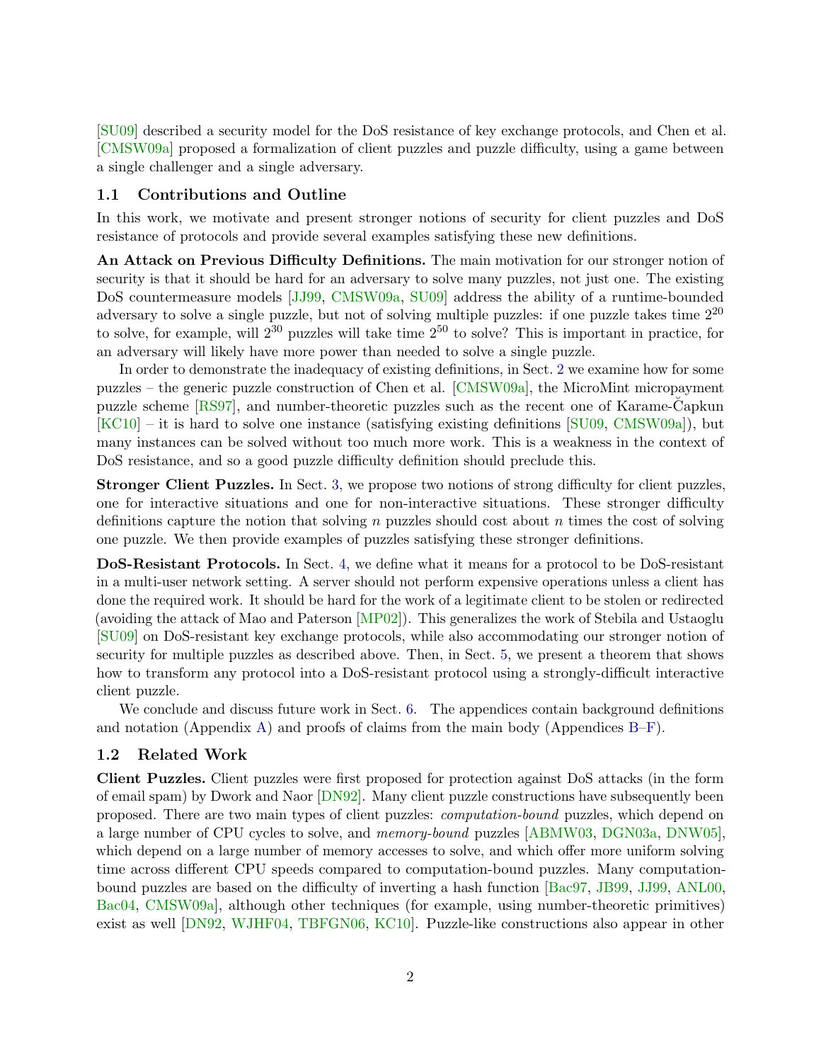[SU09] described a security model for the DoS resistance of key exchange protocols, and Chen et al. [CMSW09a] proposed a formalization of client puzzles and puzzle difficulty, using a game between a single challenger and a single adversary.

## 1.1 Contributions and Outline

In this work, we motivate and present stronger notions of security for client puzzles and DoS resistance of protocols and provide several examples satisfying these new definitions.

**An Attack on Previous Difficulty Definitions.** The main motivation for our stronger notion of security is that it should be hard for an adversary to solve many puzzles, not just one. The existing DoS countermeasure models [JJ99, CMSW09a, SU09] address the ability of a runtime-bounded adversary to solve a single puzzle, but not of solving multiple puzzles: if one puzzle takes time $2^{20}$ to solve, for example, will $2^{30}$ puzzles will take time $2^{50}$ to solve? This is important in practice, for an adversary will likely have more power than needed to solve a single puzzle.

In order to demonstrate the inadequacy of existing definitions, in Sect. 2 we examine how for some puzzles – the generic puzzle construction of Chen et al. [CMSW09a], the MicroMint micropayment puzzle scheme [RS97], and number-theoretic puzzles such as the recent one of Karame-Čapkun [KC10] – it is hard to solve one instance (satisfying existing definitions [SU09, CMSW09a]), but many instances can be solved without too much more work. This is a weakness in the context of DoS resistance, and so a good puzzle difficulty definition should preclude this.

**Stronger Client Puzzles.** In Sect. 3, we propose two notions of strong difficulty for client puzzles, one for interactive situations and one for non-interactive situations. These stronger difficulty definitions capture the notion that solving $n$ puzzles should cost about $n$ times the cost of solving one puzzle. We then provide examples of puzzles satisfying these stronger definitions.

**DoS-Resistant Protocols.** In Sect. 4, we define what it means for a protocol to be DoS-resistant in a multi-user network setting. A server should not perform expensive operations unless a client has done the required work. It should be hard for the work of a legitimate client to be stolen or redirected (avoiding the attack of Mao and Paterson [MP02]). This generalizes the work of Stebila and Ustaoglu [SU09] on DoS-resistant key exchange protocols, while also accommodating our stronger notion of security for multiple puzzles as described above. Then, in Sect. 5, we present a theorem that shows how to transform any protocol into a DoS-resistant protocol using a strongly-difficult interactive client puzzle.

We conclude and discuss future work in Sect. 6. The appendices contain background definitions and notation (Appendix A) and proofs of claims from the main body (Appendices B–F).

## 1.2 Related Work

**Client Puzzles.** Client puzzles were first proposed for protection against DoS attacks (in the form of email spam) by Dwork and Naor [DN92]. Many client puzzle constructions have subsequently been proposed. There are two main types of client puzzles: *computation-bound* puzzles, which depend on a large number of CPU cycles to solve, and *memory-bound* puzzles [ABMW03, DGN03a, DNW05], which depend on a large number of memory accesses to solve, and which offer more uniform solving time across different CPU speeds compared to computation-bound puzzles. Many computation-bound puzzles are based on the difficulty of inverting a hash function [Bac97, JB99, JJ99, ANL00, Bac04, CMSW09a], although other techniques (for example, using number-theoretic primitives) exist as well [DN92, WJHF04, TBFGN06, KC10]. Puzzle-like constructions also appear in other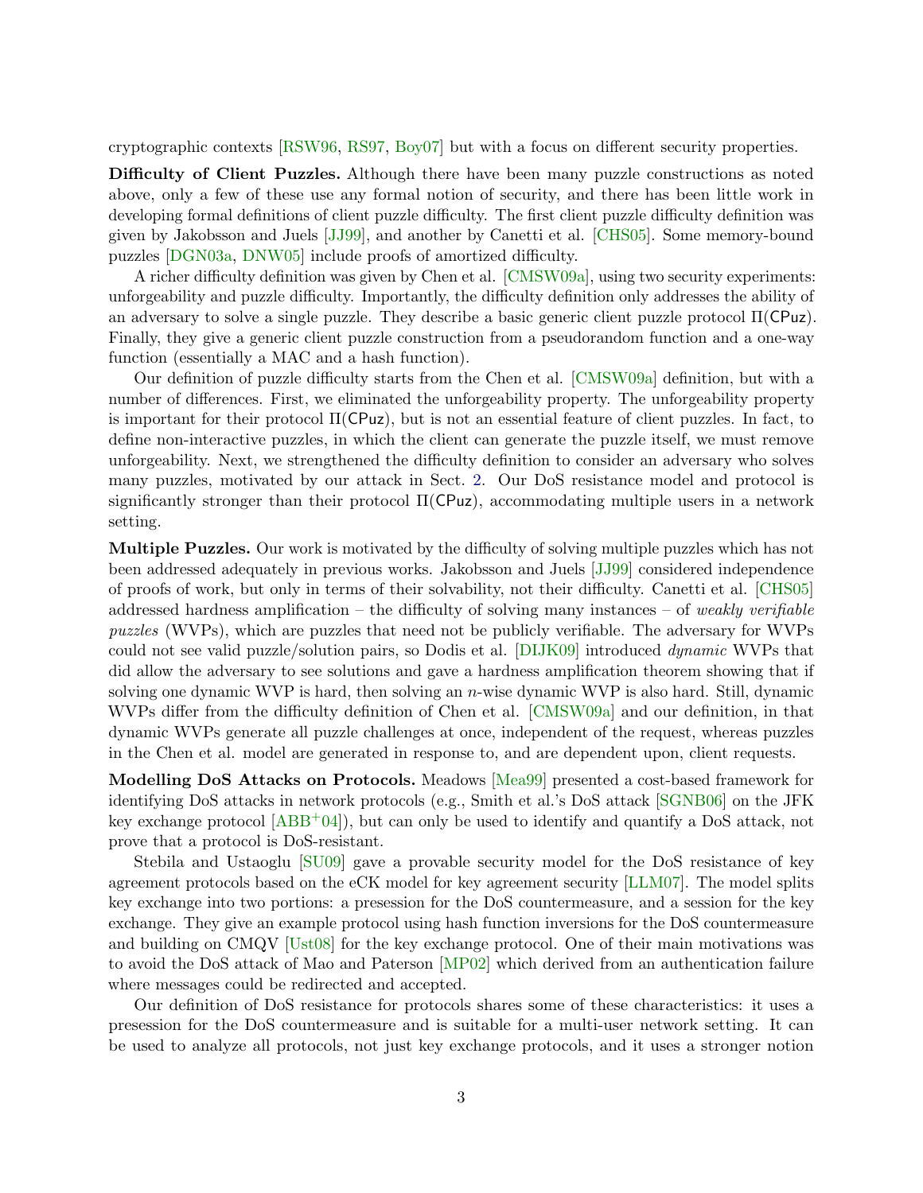cryptographic contexts [RSW96, RS97, Boy07] but with a focus on different security properties.

**Difficulty of Client Puzzles.** Although there have been many puzzle constructions as noted above, only a few of these use any formal notion of security, and there has been little work in developing formal definitions of client puzzle difficulty. The first client puzzle difficulty definition was given by Jakobsson and Juels [JJ99], and another by Canetti et al. [CHS05]. Some memory-bound puzzles [DGN03a, DNW05] include proofs of amortized difficulty.

A richer difficulty definition was given by Chen et al. [CMSW09a], using two security experiments: unforgeability and puzzle difficulty. Importantly, the difficulty definition only addresses the ability of an adversary to solve a single puzzle. They describe a basic generic client puzzle protocol $\Pi(\mathsf{CPuz})$. Finally, they give a generic client puzzle construction from a pseudorandom function and a one-way function (essentially a MAC and a hash function).

Our definition of puzzle difficulty starts from the Chen et al. [CMSW09a] definition, but with a number of differences. First, we eliminated the unforgeability property. The unforgeability property is important for their protocol $\Pi(\mathsf{CPuz})$, but is not an essential feature of client puzzles. In fact, to define non-interactive puzzles, in which the client can generate the puzzle itself, we must remove unforgeability. Next, we strengthened the difficulty definition to consider an adversary who solves many puzzles, motivated by our attack in Sect. 2. Our DoS resistance model and protocol is significantly stronger than their protocol $\Pi(\mathsf{CPuz})$, accommodating multiple users in a network setting.

**Multiple Puzzles.** Our work is motivated by the difficulty of solving multiple puzzles which has not been addressed adequately in previous works. Jakobsson and Juels [JJ99] considered independence of proofs of work, but only in terms of their solvability, not their difficulty. Canetti et al. [CHS05] addressed hardness amplification – the difficulty of solving many instances – of *weakly verifiable puzzles* (WVPs), which are puzzles that need not be publicly verifiable. The adversary for WVPs could not see valid puzzle/solution pairs, so Dodis et al. [DIJK09] introduced *dynamic* WVPs that did allow the adversary to see solutions and gave a hardness amplification theorem showing that if solving one dynamic WVP is hard, then solving an $n$-wise dynamic WVP is also hard. Still, dynamic WVPs differ from the difficulty definition of Chen et al. [CMSW09a] and our definition, in that dynamic WVPs generate all puzzle challenges at once, independent of the request, whereas puzzles in the Chen et al. model are generated in response to, and are dependent upon, client requests.

**Modelling DoS Attacks on Protocols.** Meadows [Mea99] presented a cost-based framework for identifying DoS attacks in network protocols (e.g., Smith et al.'s DoS attack [SGNB06] on the JFK key exchange protocol [ABB+04]), but can only be used to identify and quantify a DoS attack, not prove that a protocol is DoS-resistant.

Stebila and Ustaoglu [SU09] gave a provable security model for the DoS resistance of key agreement protocols based on the eCK model for key agreement security [LLM07]. The model splits key exchange into two portions: a presession for the DoS countermeasure, and a session for the key exchange. They give an example protocol using hash function inversions for the DoS countermeasure and building on CMQV [Ust08] for the key exchange protocol. One of their main motivations was to avoid the DoS attack of Mao and Paterson [MP02] which derived from an authentication failure where messages could be redirected and accepted.

Our definition of DoS resistance for protocols shares some of these characteristics: it uses a presession for the DoS countermeasure and is suitable for a multi-user network setting. It can be used to analyze all protocols, not just key exchange protocols, and it uses a stronger notion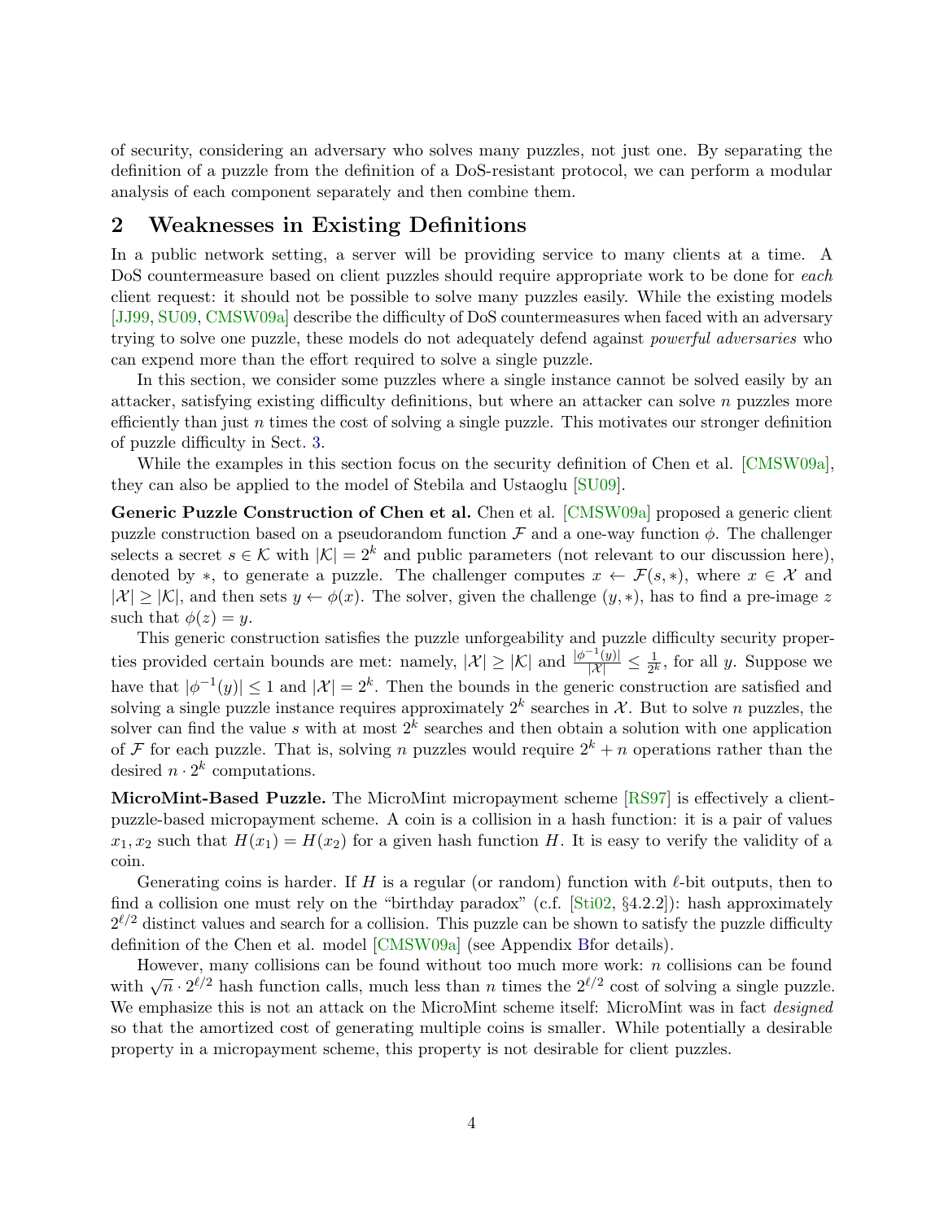of security, considering an adversary who solves many puzzles, not just one. By separating the definition of a puzzle from the definition of a DoS-resistant protocol, we can perform a modular analysis of each component separately and then combine them.

## 2 Weaknesses in Existing Definitions

In a public network setting, a server will be providing service to many clients at a time. A DoS countermeasure based on client puzzles should require appropriate work to be done for *each* client request: it should not be possible to solve many puzzles easily. While the existing models [JJ99, SU09, CMSW09a] describe the difficulty of DoS countermeasures when faced with an adversary trying to solve one puzzle, these models do not adequately defend against *powerful adversaries* who can expend more than the effort required to solve a single puzzle.

In this section, we consider some puzzles where a single instance cannot be solved easily by an attacker, satisfying existing difficulty definitions, but where an attacker can solve $n$ puzzles more efficiently than just $n$ times the cost of solving a single puzzle. This motivates our stronger definition of puzzle difficulty in Sect. 3.

While the examples in this section focus on the security definition of Chen et al. [CMSW09a], they can also be applied to the model of Stebila and Ustaoglu [SU09].

**Generic Puzzle Construction of Chen et al.** Chen et al. [CMSW09a] proposed a generic client puzzle construction based on a pseudorandom function $\mathcal{F}$ and a one-way function $\phi$. The challenger selects a secret $s \in \mathcal{K}$ with $|\mathcal{K}| = 2^k$ and public parameters (not relevant to our discussion here), denoted by $*$, to generate a puzzle. The challenger computes $x \leftarrow \mathcal{F}(s, *)$, where $x \in \mathcal{X}$ and $|\mathcal{X}| \geq |\mathcal{K}|$, and then sets $y \leftarrow \phi(x)$. The solver, given the challenge $(y, *)$, has to find a pre-image $z$ such that $\phi(z) = y$.

This generic construction satisfies the puzzle unforgeability and puzzle difficulty security properties provided certain bounds are met: namely, $|\mathcal{X}| \geq |\mathcal{K}|$ and $\frac{|\phi^{-1}(y)|}{|\mathcal{X}|} \leq \frac{1}{2^k}$, for all $y$. Suppose we have that $|\phi^{-1}(y)| \leq 1$ and $|\mathcal{X}| = 2^k$. Then the bounds in the generic construction are satisfied and solving a single puzzle instance requires approximately $2^k$ searches in $\mathcal{X}$. But to solve $n$ puzzles, the solver can find the value $s$ with at most $2^k$ searches and then obtain a solution with one application of $\mathcal{F}$ for each puzzle. That is, solving $n$ puzzles would require $2^k + n$ operations rather than the desired $n \cdot 2^k$ computations.

**MicroMint-Based Puzzle.** The MicroMint micropayment scheme [RS97] is effectively a client-puzzle-based micropayment scheme. A coin is a collision in a hash function: it is a pair of values $x_1, x_2$ such that $H(x_1) = H(x_2)$ for a given hash function $H$. It is easy to verify the validity of a coin.

Generating coins is harder. If $H$ is a regular (or random) function with $\ell$-bit outputs, then to find a collision one must rely on the "birthday paradox" (c.f. [Sti02, §4.2.2]): hash approximately $2^{\ell/2}$ distinct values and search for a collision. This puzzle can be shown to satisfy the puzzle difficulty definition of the Chen et al. model [CMSW09a] (see Appendix Bfor details).

However, many collisions can be found without too much more work: $n$ collisions can be found with $\sqrt{n} \cdot 2^{\ell/2}$ hash function calls, much less than $n$ times the $2^{\ell/2}$ cost of solving a single puzzle. We emphasize this is not an attack on the MicroMint scheme itself: MicroMint was in fact *designed* so that the amortized cost of generating multiple coins is smaller. While potentially a desirable property in a micropayment scheme, this property is not desirable for client puzzles.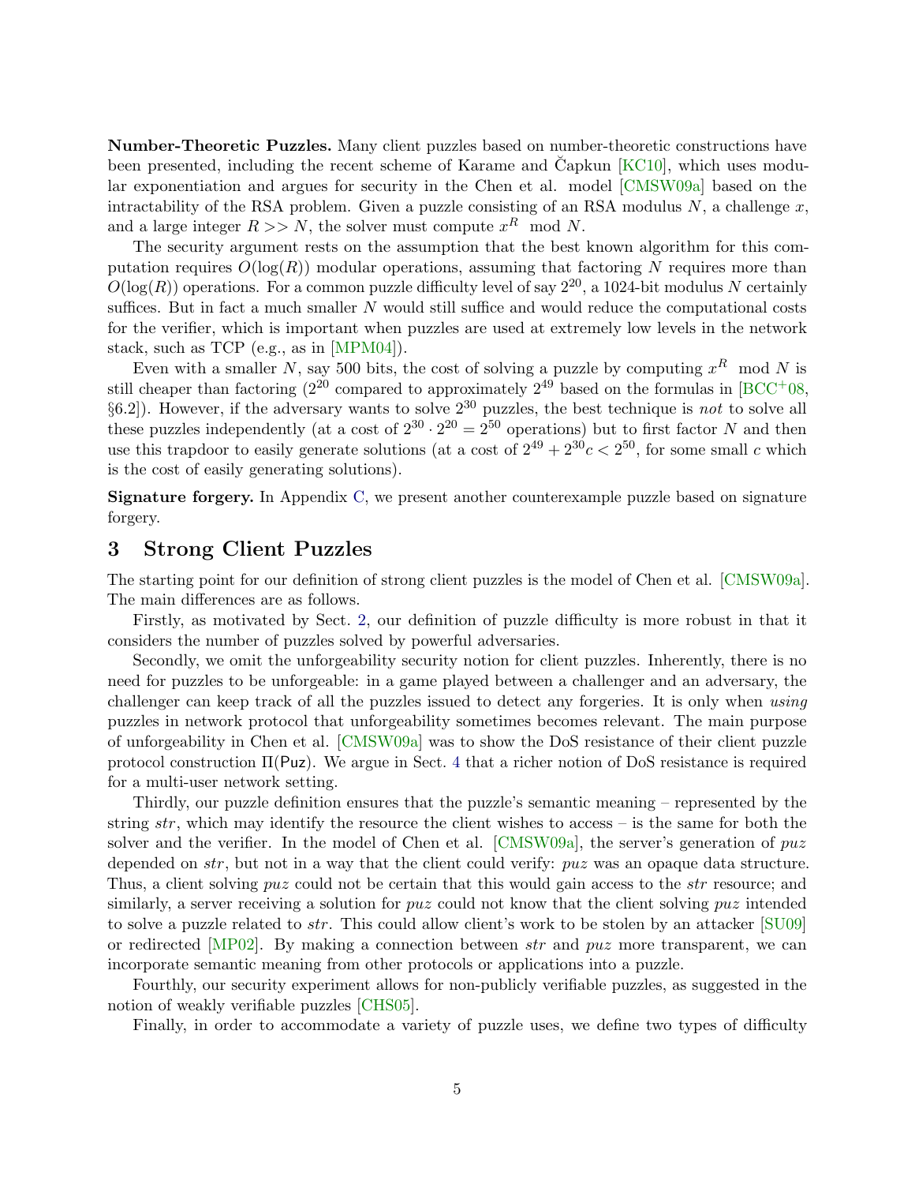**Number-Theoretic Puzzles.** Many client puzzles based on number-theoretic constructions have been presented, including the recent scheme of Karame and Čapkun [KC10], which uses modular exponentiation and argues for security in the Chen et al. model [CMSW09a] based on the intractability of the RSA problem. Given a puzzle consisting of an RSA modulus $N$, a challenge $x$, and a large integer $R >> N$, the solver must compute $x^R \mod N$.

The security argument rests on the assumption that the best known algorithm for this computation requires $O(\log(R))$ modular operations, assuming that factoring $N$ requires more than $O(\log(R))$ operations. For a common puzzle difficulty level of say $2^{20}$, a 1024-bit modulus $N$ certainly suffices. But in fact a much smaller $N$ would still suffice and would reduce the computational costs for the verifier, which is important when puzzles are used at extremely low levels in the network stack, such as TCP (e.g., as in [MPM04]).

Even with a smaller $N$, say 500 bits, the cost of solving a puzzle by computing $x^R \mod N$ is still cheaper than factoring ($2^{20}$ compared to approximately $2^{49}$ based on the formulas in [BCC+08, §6.2]). However, if the adversary wants to solve $2^{30}$ puzzles, the best technique is *not* to solve all these puzzles independently (at a cost of $2^{30} \cdot 2^{20} = 2^{50}$ operations) but to first factor $N$ and then use this trapdoor to easily generate solutions (at a cost of $2^{49} + 2^{30}c < 2^{50}$, for some small $c$ which is the cost of easily generating solutions).

**Signature forgery.** In Appendix C, we present another counterexample puzzle based on signature forgery.

# 3 Strong Client Puzzles

The starting point for our definition of strong client puzzles is the model of Chen et al. [CMSW09a]. The main differences are as follows.

Firstly, as motivated by Sect. 2, our definition of puzzle difficulty is more robust in that it considers the number of puzzles solved by powerful adversaries.

Secondly, we omit the unforgeability security notion for client puzzles. Inherently, there is no need for puzzles to be unforgeable: in a game played between a challenger and an adversary, the challenger can keep track of all the puzzles issued to detect any forgeries. It is only when *using* puzzles in network protocol that unforgeability sometimes becomes relevant. The main purpose of unforgeability in Chen et al. [CMSW09a] was to show the DoS resistance of their client puzzle protocol construction $\Pi(\mathsf{Puz})$. We argue in Sect. 4 that a richer notion of DoS resistance is required for a multi-user network setting.

Thirdly, our puzzle definition ensures that the puzzle's semantic meaning – represented by the string *str*, which may identify the resource the client wishes to access – is the same for both the solver and the verifier. In the model of Chen et al. [CMSW09a], the server's generation of *puz* depended on *str*, but not in a way that the client could verify: *puz* was an opaque data structure. Thus, a client solving *puz* could not be certain that this would gain access to the *str* resource; and similarly, a server receiving a solution for *puz* could not know that the client solving *puz* intended to solve a puzzle related to *str*. This could allow client's work to be stolen by an attacker [SU09] or redirected [MP02]. By making a connection between *str* and *puz* more transparent, we can incorporate semantic meaning from other protocols or applications into a puzzle.

Fourthly, our security experiment allows for non-publicly verifiable puzzles, as suggested in the notion of weakly verifiable puzzles [CHS05].

Finally, in order to accommodate a variety of puzzle uses, we define two types of difficulty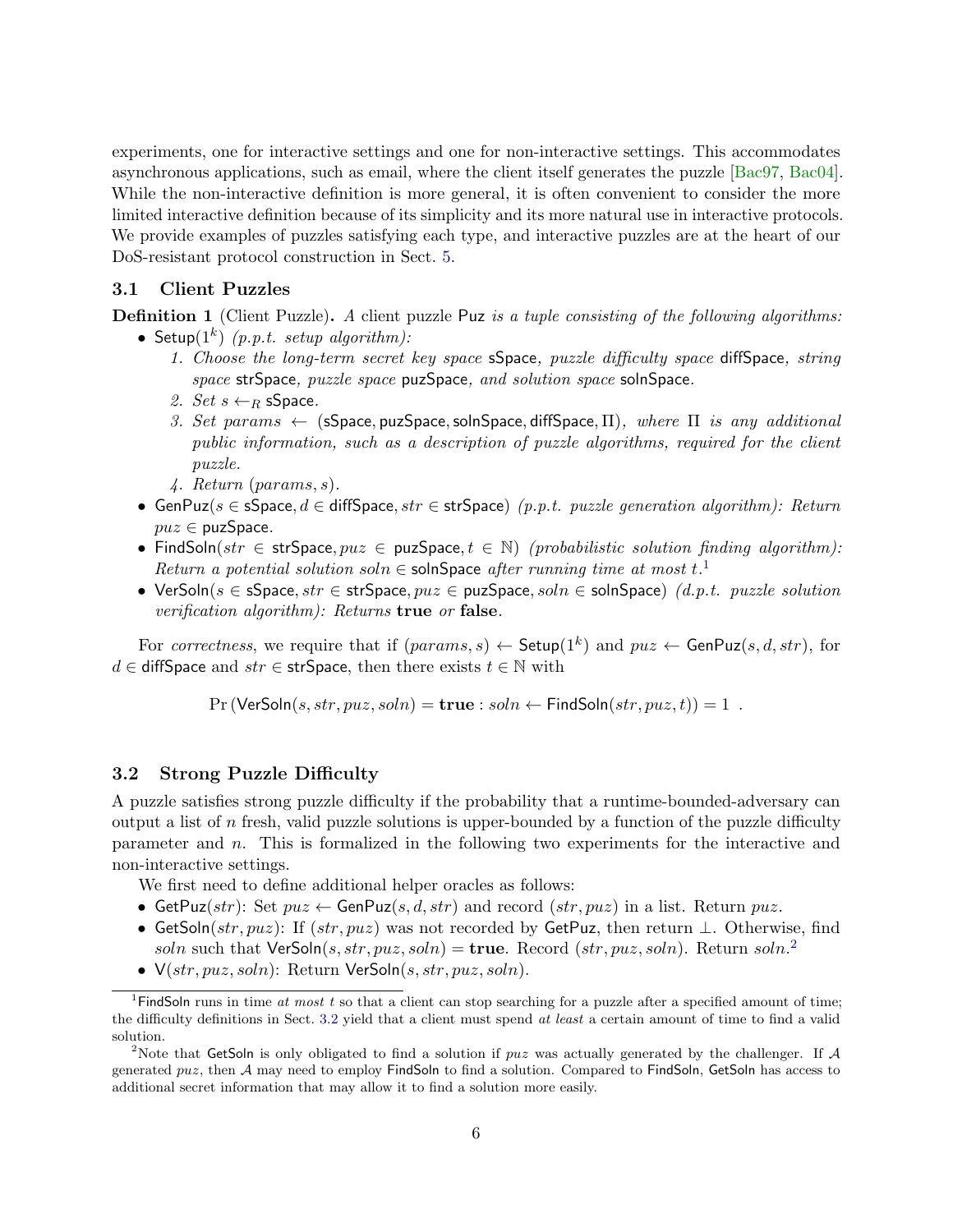experiments, one for interactive settings and one for non-interactive settings. This accommodates asynchronous applications, such as email, where the client itself generates the puzzle [Bac97, Bac04]. While the non-interactive definition is more general, it is often convenient to consider the more limited interactive definition because of its simplicity and its more natural use in interactive protocols. We provide examples of puzzles satisfying each type, and interactive puzzles are at the heart of our DoS-resistant protocol construction in Sect. 5.

### 3.1 Client Puzzles

**Definition 1** (Client Puzzle)**.** *A client puzzle* $\mathsf{Puz}$ *is a tuple consisting of the following algorithms:*

- $\mathsf{Setup}(1^k)$ *(p.p.t. setup algorithm):*
  1. *Choose the long-term secret key space* $\mathsf{sSpace}$*, puzzle difficulty space* $\mathsf{diffSpace}$*, string space* $\mathsf{strSpace}$*, puzzle space* $\mathsf{puzSpace}$*, and solution space* $\mathsf{solnSpace}$*.*
  2. *Set* $s \leftarrow_R \mathsf{sSpace}$*.*
  3. *Set* $params \leftarrow (\mathsf{sSpace}, \mathsf{puzSpace}, \mathsf{solnSpace}, \mathsf{diffSpace}, \Pi)$*, where* $\Pi$ *is any additional public information, such as a description of puzzle algorithms, required for the client puzzle.*
  4. *Return* $(params, s)$*.*
- $\mathsf{GenPuz}(s \in \mathsf{sSpace}, d \in \mathsf{diffSpace}, str \in \mathsf{strSpace})$ *(p.p.t. puzzle generation algorithm): Return* $puz \in \mathsf{puzSpace}$*.*
- $\mathsf{FindSoln}(str \in \mathsf{strSpace}, puz \in \mathsf{puzSpace}, t \in \mathbb{N})$ *(probabilistic solution finding algorithm): Return a potential solution* $soln \in \mathsf{solnSpace}$ *after running time at most* $t$*.*[1]
- $\mathsf{VerSoln}(s \in \mathsf{sSpace}, str \in \mathsf{strSpace}, puz \in \mathsf{puzSpace}, soln \in \mathsf{solnSpace})$ *(d.p.t. puzzle solution verification algorithm): Returns* **true** *or* **false***.*

For *correctness*, we require that if $(params, s) \leftarrow \mathsf{Setup}(1^k)$ and $puz \leftarrow \mathsf{GenPuz}(s, d, str)$, for $d \in \mathsf{diffSpace}$ and $str \in \mathsf{strSpace}$, then there exists $t \in \mathbb{N}$ with

$$\Pr\left(\mathsf{VerSoln}(s, str, puz, soln) = \textbf{true} : soln \leftarrow \mathsf{FindSoln}(str, puz, t)\right) = 1 \ .$$

### 3.2 Strong Puzzle Difficulty

A puzzle satisfies strong puzzle difficulty if the probability that a runtime-bounded-adversary can output a list of $n$ fresh, valid puzzle solutions is upper-bounded by a function of the puzzle difficulty parameter and $n$. This is formalized in the following two experiments for the interactive and non-interactive settings.

We first need to define additional helper oracles as follows:

- $\mathsf{GetPuz}(str)$: Set $puz \leftarrow \mathsf{GenPuz}(s, d, str)$ and record $(str, puz)$ in a list. Return $puz$.
- $\mathsf{GetSoln}(str, puz)$: If $(str, puz)$ was not recorded by $\mathsf{GetPuz}$, then return $\perp$. Otherwise, find $soln$ such that $\mathsf{VerSoln}(s, str, puz, soln) = \textbf{true}$. Record $(str, puz, soln)$. Return $soln$.[2]
- $\mathsf{V}(str, puz, soln)$: Return $\mathsf{VerSoln}(s, str, puz, soln)$.

[1] $\mathsf{FindSoln}$ runs in time *at most* $t$ so that a client can stop searching for a puzzle after a specified amount of time; the difficulty definitions in Sect. 3.2 yield that a client must spend *at least* a certain amount of time to find a valid solution.

[2] Note that $\mathsf{GetSoln}$ is only obligated to find a solution if $puz$ was actually generated by the challenger. If $\mathcal{A}$ generated $puz$, then $\mathcal{A}$ may need to employ $\mathsf{FindSoln}$ to find a solution. Compared to $\mathsf{FindSoln}$, $\mathsf{GetSoln}$ has access to additional secret information that may allow it to find a solution more easily.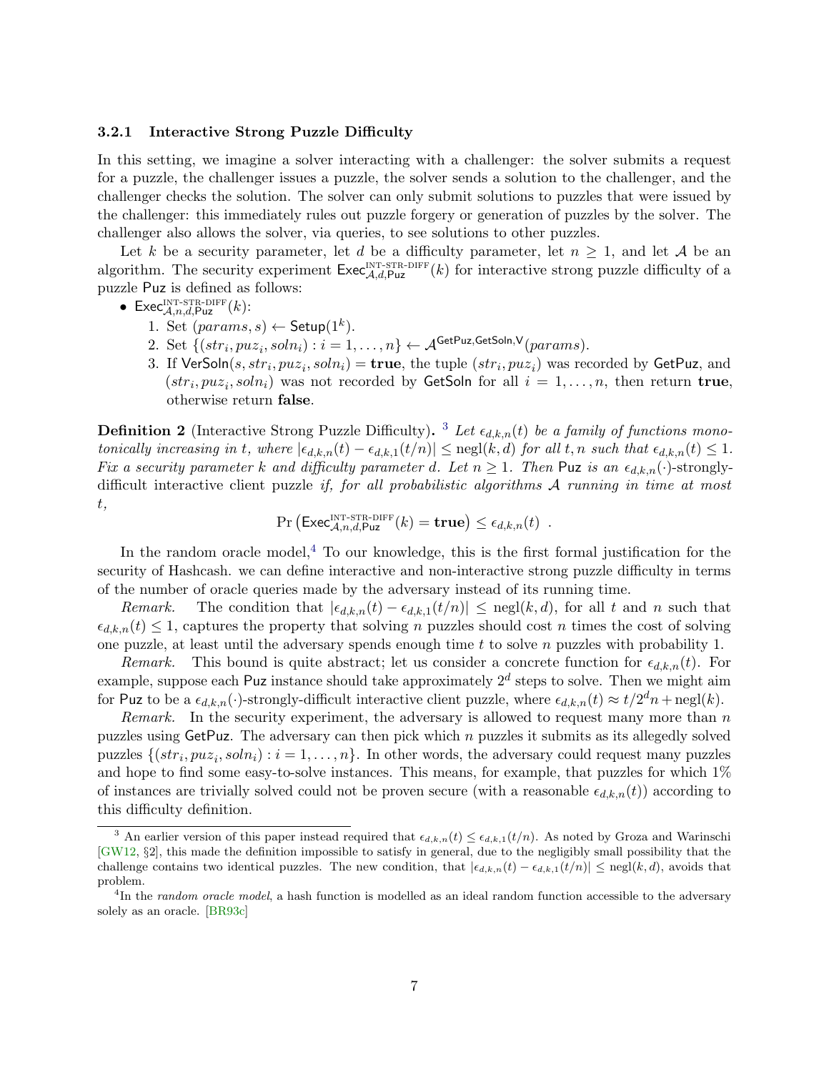### 3.2.1 Interactive Strong Puzzle Difficulty

In this setting, we imagine a solver interacting with a challenger: the solver submits a request for a puzzle, the challenger issues a puzzle, the solver sends a solution to the challenger, and the challenger checks the solution. The solver can only submit solutions to puzzles that were issued by the challenger: this immediately rules out puzzle forgery or generation of puzzles by the solver. The challenger also allows the solver, via queries, to see solutions to other puzzles.

Let $k$ be a security parameter, let $d$ be a difficulty parameter, let $n \geq 1$, and let $\mathcal{A}$ be an algorithm. The security experiment $\mathsf{Exec}^{\text{INT-STR-DIFF}}_{\mathcal{A},d,\mathsf{Puz}}(k)$ for interactive strong puzzle difficulty of a puzzle $\mathsf{Puz}$ is defined as follows:

- $\mathsf{Exec}^{\text{INT-STR-DIFF}}_{\mathcal{A},n,d,\mathsf{Puz}}(k)$:
  1. Set $(params, s) \leftarrow \mathsf{Setup}(1^k)$.
  2. Set $\{(str_i, puz_i, soln_i) : i = 1, \ldots, n\} \leftarrow \mathcal{A}^{\mathsf{GetPuz},\mathsf{GetSoln},\mathsf{V}}(params)$.
  3. If $\mathsf{VerSoln}(s, str_i, puz_i, soln_i) = \textbf{true}$, the tuple $(str_i, puz_i)$ was recorded by $\mathsf{GetPuz}$, and $(str_i, puz_i, soln_i)$ was not recorded by $\mathsf{GetSoln}$ for all $i = 1, \ldots, n$, then return **true**, otherwise return **false**.

**Definition 2** (Interactive Strong Puzzle Difficulty)**.** [3] *Let $\epsilon_{d,k,n}(t)$ be a family of functions monotonically increasing in $t$, where $|\epsilon_{d,k,n}(t) - \epsilon_{d,k,1}(t/n)| \leq \text{negl}(k, d)$ for all $t, n$ such that $\epsilon_{d,k,n}(t) \leq 1$. Fix a security parameter $k$ and difficulty parameter $d$. Let $n \geq 1$. Then $\mathsf{Puz}$ is an $\epsilon_{d,k,n}(\cdot)$-strongly-difficult interactive client puzzle if, for all probabilistic algorithms $\mathcal{A}$ running in time at most $t$,*

$$\Pr\left(\mathsf{Exec}^{\text{INT-STR-DIFF}}_{\mathcal{A},n,d,\mathsf{Puz}}(k) = \textbf{true}\right) \leq \epsilon_{d,k,n}(t) \ .$$

In the random oracle model,[4] To our knowledge, this is the first formal justification for the security of Hashcash. we can define interactive and non-interactive strong puzzle difficulty in terms of the number of oracle queries made by the adversary instead of its running time.

*Remark.* The condition that $|\epsilon_{d,k,n}(t) - \epsilon_{d,k,1}(t/n)| \leq \text{negl}(k, d)$, for all $t$ and $n$ such that $\epsilon_{d,k,n}(t) \leq 1$, captures the property that solving $n$ puzzles should cost $n$ times the cost of solving one puzzle, at least until the adversary spends enough time $t$ to solve $n$ puzzles with probability 1.

*Remark.* This bound is quite abstract; let us consider a concrete function for $\epsilon_{d,k,n}(t)$. For example, suppose each $\mathsf{Puz}$ instance should take approximately $2^d$ steps to solve. Then we might aim for $\mathsf{Puz}$ to be a $\epsilon_{d,k,n}(\cdot)$-strongly-difficult interactive client puzzle, where $\epsilon_{d,k,n}(t) \approx t/2^d n + \text{negl}(k)$.

*Remark.* In the security experiment, the adversary is allowed to request many more than $n$ puzzles using $\mathsf{GetPuz}$. The adversary can then pick which $n$ puzzles it submits as its allegedly solved puzzles $\{(str_i, puz_i, soln_i) : i = 1, \ldots, n\}$. In other words, the adversary could request many puzzles and hope to find some easy-to-solve instances. This means, for example, that puzzles for which 1% of instances are trivially solved could not be proven secure (with a reasonable $\epsilon_{d,k,n}(t)$) according to this difficulty definition.

---

[3] An earlier version of this paper instead required that $\epsilon_{d,k,n}(t) \leq \epsilon_{d,k,1}(t/n)$. As noted by Groza and Warinschi [GW12, §2], this made the definition impossible to satisfy in general, due to the negligibly small possibility that the challenge contains two identical puzzles. The new condition, that $|\epsilon_{d,k,n}(t) - \epsilon_{d,k,1}(t/n)| \leq \text{negl}(k, d)$, avoids that problem.

[4] In the *random oracle model*, a hash function is modelled as an ideal random function accessible to the adversary solely as an oracle. [BR93c]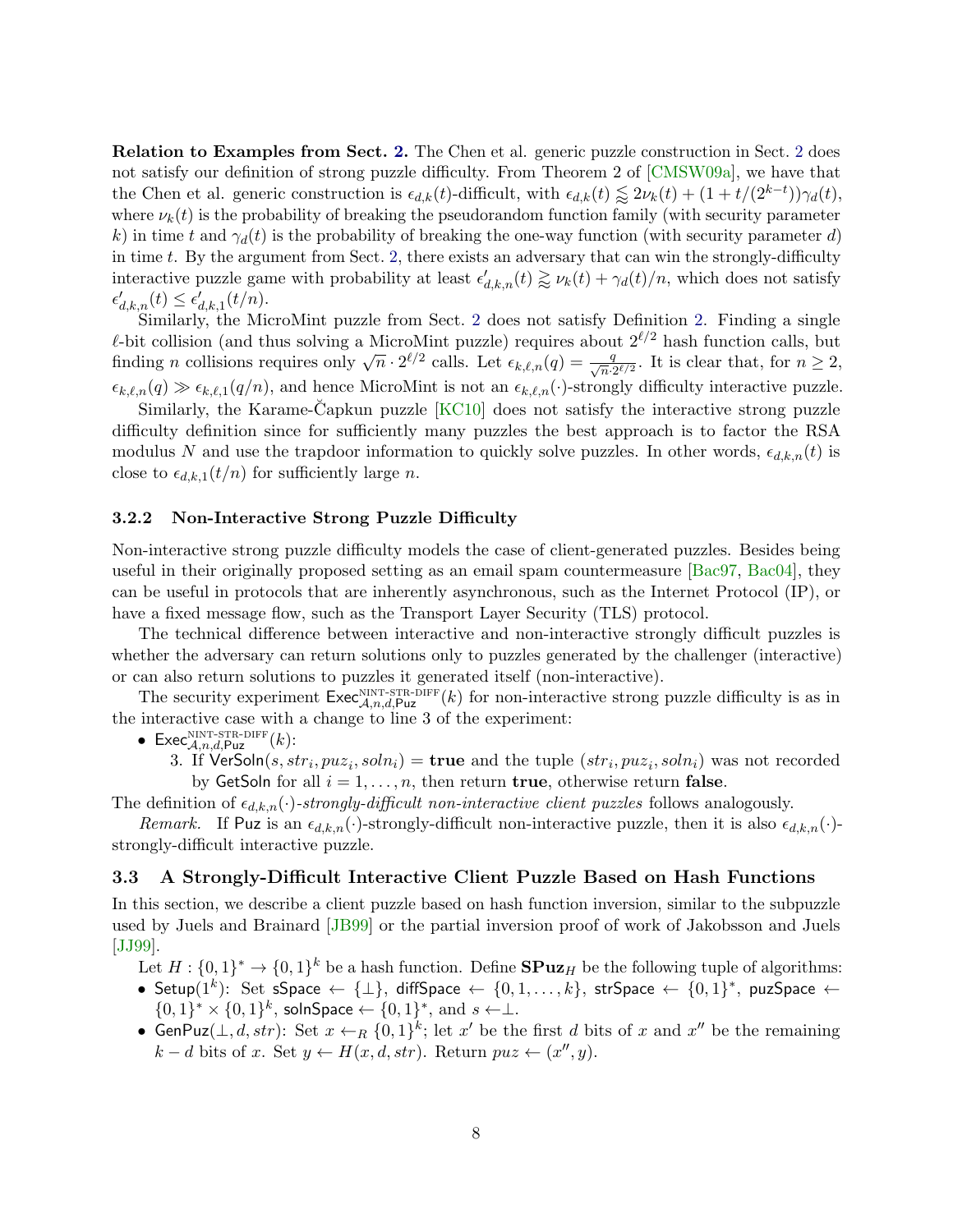**Relation to Examples from Sect. 2.** The Chen et al. generic puzzle construction in Sect. 2 does not satisfy our definition of strong puzzle difficulty. From Theorem 2 of [CMSW09a], we have that the Chen et al. generic construction is $\epsilon_{d,k}(t)$-difficult, with $\epsilon_{d,k}(t) \lessapprox 2\nu_k(t) + (1 + t/(2^{k-t}))\gamma_d(t)$, where $\nu_k(t)$ is the probability of breaking the pseudorandom function family (with security parameter $k$) in time $t$ and $\gamma_d(t)$ is the probability of breaking the one-way function (with security parameter $d$) in time $t$. By the argument from Sect. 2, there exists an adversary that can win the strongly-difficulty interactive puzzle game with probability at least $\epsilon'_{d,k,n}(t) \gtrapprox \nu_k(t) + \gamma_d(t)/n$, which does not satisfy $\epsilon'_{d,k,n}(t) \le \epsilon'_{d,k,1}(t/n)$.

Similarly, the MicroMint puzzle from Sect. 2 does not satisfy Definition 2. Finding a single $\ell$-bit collision (and thus solving a MicroMint puzzle) requires about $2^{\ell/2}$ hash function calls, but finding $n$ collisions requires only $\sqrt{n} \cdot 2^{\ell/2}$ calls. Let $\epsilon_{k,\ell,n}(q) = \frac{q}{\sqrt{n} \cdot 2^{\ell/2}}$. It is clear that, for $n \ge 2$, $\epsilon_{k,\ell,n}(q) \gg \epsilon_{k,\ell,1}(q/n)$, and hence MicroMint is not an $\epsilon_{k,\ell,n}(\cdot)$-strongly difficulty interactive puzzle.

Similarly, the Karame-Čapkun puzzle [KC10] does not satisfy the interactive strong puzzle difficulty definition since for sufficiently many puzzles the best approach is to factor the RSA modulus $N$ and use the trapdoor information to quickly solve puzzles. In other words, $\epsilon_{d,k,n}(t)$ is close to $\epsilon_{d,k,1}(t/n)$ for sufficiently large $n$.

### 3.2.2 Non-Interactive Strong Puzzle Difficulty

Non-interactive strong puzzle difficulty models the case of client-generated puzzles. Besides being useful in their originally proposed setting as an email spam countermeasure [Bac97, Bac04], they can be useful in protocols that are inherently asynchronous, such as the Internet Protocol (IP), or have a fixed message flow, such as the Transport Layer Security (TLS) protocol.

The technical difference between interactive and non-interactive strongly difficult puzzles is whether the adversary can return solutions only to puzzles generated by the challenger (interactive) or can also return solutions to puzzles it generated itself (non-interactive).

The security experiment $\mathsf{Exec}^{\text{NINT-STR-DIFF}}_{\mathcal{A},n,d,\mathsf{Puz}}(k)$ for non-interactive strong puzzle difficulty is as in the interactive case with a change to line 3 of the experiment:

- $\mathsf{Exec}^{\text{NINT-STR-DIFF}}_{\mathcal{A},n,d,\mathsf{Puz}}(k)$:
  3. If $\mathsf{VerSoln}(s, str_i, puz_i, soln_i) = \textbf{true}$ and the tuple $(str_i, puz_i, soln_i)$ was not recorded by $\mathsf{GetSoln}$ for all $i = 1, \ldots, n$, then return **true**, otherwise return **false**.

The definition of $\epsilon_{d,k,n}(\cdot)$*-strongly-difficult non-interactive client puzzles* follows analogously.

*Remark.* If $\mathsf{Puz}$ is an $\epsilon_{d,k,n}(\cdot)$-strongly-difficult non-interactive puzzle, then it is also $\epsilon_{d,k,n}(\cdot)$-strongly-difficult interactive puzzle.

## 3.3 A Strongly-Difficult Interactive Client Puzzle Based on Hash Functions

In this section, we describe a client puzzle based on hash function inversion, similar to the subpuzzle used by Juels and Brainard [JB99] or the partial inversion proof of work of Jakobsson and Juels [JJ99].

Let $H : \{0,1\}^* \to \{0,1\}^k$ be a hash function. Define $\mathbf{SPuz}_H$ be the following tuple of algorithms:

- $\mathsf{Setup}(1^k)$: Set $\mathsf{sSpace} \leftarrow \{\perp\}$, $\mathsf{diffSpace} \leftarrow \{0, 1, \ldots, k\}$, $\mathsf{strSpace} \leftarrow \{0,1\}^*$, $\mathsf{puzSpace} \leftarrow \{0,1\}^* \times \{0,1\}^k$, $\mathsf{solnSpace} \leftarrow \{0,1\}^*$, and $s \leftarrow \perp$.
- $\mathsf{GenPuz}(\perp, d, str)$: Set $x \leftarrow_R \{0,1\}^k$; let $x'$ be the first $d$ bits of $x$ and $x''$ be the remaining $k - d$ bits of $x$. Set $y \leftarrow H(x, d, str)$. Return $puz \leftarrow (x'', y)$.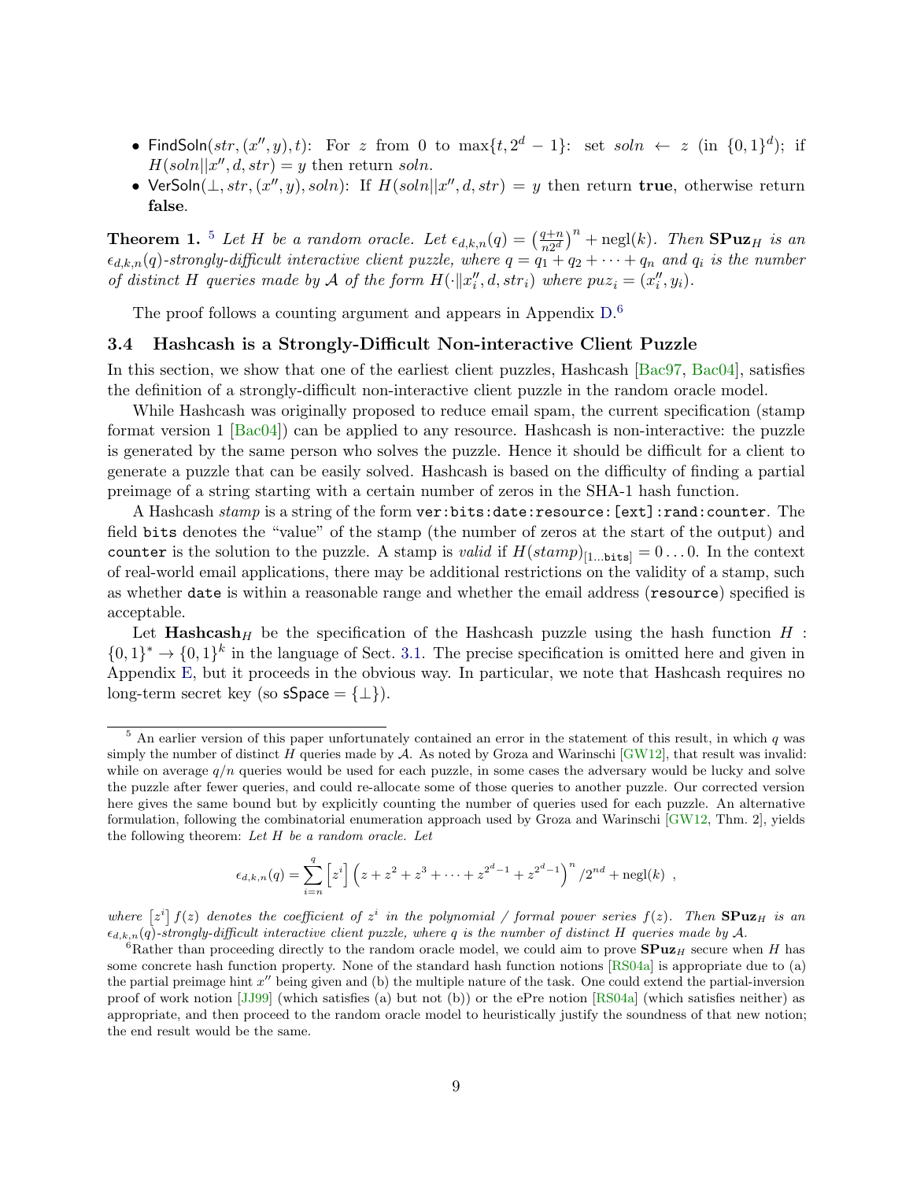- FindSoln$(str, (x'', y), t)$: For $z$ from 0 to $\max\{t, 2^d - 1\}$: set $soln \leftarrow z$ (in $\{0,1\}^d$); if $H(soln \| x'', d, str) = y$ then return $soln$.
- VerSoln$(\perp, str, (x'', y), soln)$: If $H(soln \| x'', d, str) = y$ then return **true**, otherwise return **false**.

**Theorem 1.** [5] *Let $H$ be a random oracle. Let $\epsilon_{d,k,n}(q) = \left(\frac{q+n}{n2^d}\right)^n + \text{negl}(k)$. Then $\mathbf{SPuz}_H$ is an $\epsilon_{d,k,n}(q)$-strongly-difficult interactive client puzzle, where $q = q_1 + q_2 + \cdots + q_n$ and $q_i$ is the number of distinct $H$ queries made by $\mathcal{A}$ of the form $H(\cdot \| x''_i, d, str_i)$ where $puz_i = (x''_i, y_i)$.*

The proof follows a counting argument and appears in Appendix D.[6]

### 3.4 Hashcash is a Strongly-Difficult Non-interactive Client Puzzle

In this section, we show that one of the earliest client puzzles, Hashcash [Bac97, Bac04], satisfies the definition of a strongly-difficult non-interactive client puzzle in the random oracle model.

While Hashcash was originally proposed to reduce email spam, the current specification (stamp format version 1 [Bac04]) can be applied to any resource. Hashcash is non-interactive: the puzzle is generated by the same person who solves the puzzle. Hence it should be difficult for a client to generate a puzzle that can be easily solved. Hashcash is based on the difficulty of finding a partial preimage of a string starting with a certain number of zeros in the SHA-1 hash function.

A Hashcash *stamp* is a string of the form `ver:bits:date:resource:[ext]:rand:counter`. The field `bits` denotes the "value" of the stamp (the number of zeros at the start of the output) and `counter` is the solution to the puzzle. A stamp is *valid* if $H(stamp)_{[1\ldots\texttt{bits}]} = 0\ldots0$. In the context of real-world email applications, there may be additional restrictions on the validity of a stamp, such as whether `date` is within a reasonable range and whether the email address (`resource`) specified is acceptable.

Let $\mathbf{Hashcash}_H$ be the specification of the Hashcash puzzle using the hash function $H : \{0,1\}^* \to \{0,1\}^k$ in the language of Sect. 3.1. The precise specification is omitted here and given in Appendix E, but it proceeds in the obvious way. In particular, we note that Hashcash requires no long-term secret key (so sSpace $= \{\perp\}$).

---

[5] An earlier version of this paper unfortunately contained an error in the statement of this result, in which $q$ was simply the number of distinct $H$ queries made by $\mathcal{A}$. As noted by Groza and Warinschi [GW12], that result was invalid: while on average $q/n$ queries would be used for each puzzle, in some cases the adversary would be lucky and solve the puzzle after fewer queries, and could re-allocate some of those queries to another puzzle. Our corrected version here gives the same bound but by explicitly counting the number of queries used for each puzzle. An alternative formulation, following the combinatorial enumeration approach used by Groza and Warinschi [GW12, Thm. 2], yields the following theorem: *Let $H$ be a random oracle. Let*

$$\epsilon_{d,k,n}(q) = \sum_{i=n}^{q} \left[z^i\right] \left(z + z^2 + z^3 + \cdots + z^{2^d-1} + z^{2^d-1}\right)^n / 2^{nd} + \text{negl}(k) \ ,$$

*where $\left[z^i\right] f(z)$ denotes the coefficient of $z^i$ in the polynomial / formal power series $f(z)$. Then $\mathbf{SPuz}_H$ is an $\epsilon_{d,k,n}(q)$-strongly-difficult interactive client puzzle, where $q$ is the number of distinct $H$ queries made by $\mathcal{A}$.*

[6] Rather than proceeding directly to the random oracle model, we could aim to prove $\mathbf{SPuz}_H$ secure when $H$ has some concrete hash function property. None of the standard hash function notions [RS04a] is appropriate due to (a) the partial preimage hint $x''$ being given and (b) the multiple nature of the task. One could extend the partial-inversion proof of work notion [JJ99] (which satisfies (a) but not (b)) or the ePre notion [RS04a] (which satisfies neither) as appropriate, and then proceed to the random oracle model to heuristically justify the soundness of that new notion; the end result would be the same.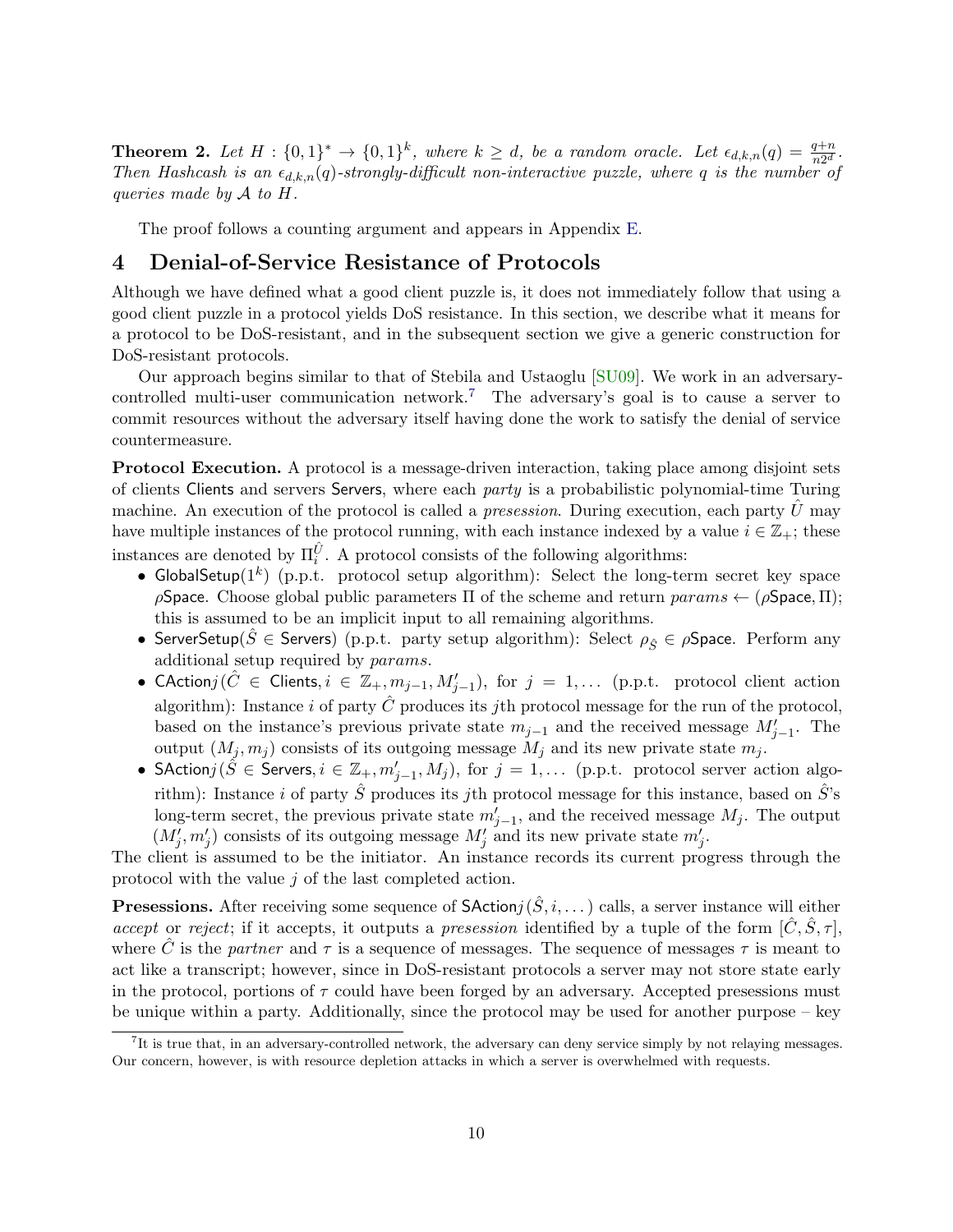**Theorem 2.** *Let $H : \{0,1\}^* \to \{0,1\}^k$, where $k \geq d$, be a random oracle. Let $\epsilon_{d,k,n}(q) = \frac{q+n}{n2^d}$. Then Hashcash is an $\epsilon_{d,k,n}(q)$-strongly-difficult non-interactive puzzle, where $q$ is the number of queries made by $\mathcal{A}$ to $H$.*

The proof follows a counting argument and appears in Appendix E.

# 4 Denial-of-Service Resistance of Protocols

Although we have defined what a good client puzzle is, it does not immediately follow that using a good client puzzle in a protocol yields DoS resistance. In this section, we describe what it means for a protocol to be DoS-resistant, and in the subsequent section we give a generic construction for DoS-resistant protocols.

Our approach begins similar to that of Stebila and Ustaoglu [SU09]. We work in an adversary-controlled multi-user communication network.[7] The adversary's goal is to cause a server to commit resources without the adversary itself having done the work to satisfy the denial of service countermeasure.

**Protocol Execution.** A protocol is a message-driven interaction, taking place among disjoint sets of clients $\mathsf{Clients}$ and servers $\mathsf{Servers}$, where each *party* is a probabilistic polynomial-time Turing machine. An execution of the protocol is called a *presession*. During execution, each party $\hat{U}$ may have multiple instances of the protocol running, with each instance indexed by a value $i \in \mathbb{Z}_+$; these instances are denoted by $\Pi_i^{\hat{U}}$. A protocol consists of the following algorithms:

- $\mathsf{GlobalSetup}(1^k)$ (p.p.t. protocol setup algorithm): Select the long-term secret key space $\rho\mathsf{Space}$. Choose global public parameters $\Pi$ of the scheme and return $params \leftarrow (\rho\mathsf{Space}, \Pi)$; this is assumed to be an implicit input to all remaining algorithms.
- $\mathsf{ServerSetup}(\hat{S} \in \mathsf{Servers})$ (p.p.t. party setup algorithm): Select $\rho_{\hat{S}} \in \rho\mathsf{Space}$. Perform any additional setup required by $params$.
- $\mathsf{CAction}j(\hat{C} \in \mathsf{Clients}, i \in \mathbb{Z}_+, m_{j-1}, M'_{j-1})$, for $j = 1, \ldots$ (p.p.t. protocol client action algorithm): Instance $i$ of party $\hat{C}$ produces its $j$th protocol message for the run of the protocol, based on the instance's previous private state $m_{j-1}$ and the received message $M'_{j-1}$. The output $(M_j, m_j)$ consists of its outgoing message $M_j$ and its new private state $m_j$.
- $\mathsf{SAction}j(\hat{S} \in \mathsf{Servers}, i \in \mathbb{Z}_+, m'_{j-1}, M_j)$, for $j = 1, \ldots$ (p.p.t. protocol server action algorithm): Instance $i$ of party $\hat{S}$ produces its $j$th protocol message for this instance, based on $\hat{S}$'s long-term secret, the previous private state $m'_{j-1}$, and the received message $M_j$. The output $(M'_j, m'_j)$ consists of its outgoing message $M'_j$ and its new private state $m'_j$.

The client is assumed to be the initiator. An instance records its current progress through the protocol with the value $j$ of the last completed action.

**Presessions.** After receiving some sequence of $\mathsf{SAction}j(\hat{S}, i, \ldots)$ calls, a server instance will either *accept* or *reject*; if it accepts, it outputs a *presession* identified by a tuple of the form $[\hat{C}, \hat{S}, \tau]$, where $\hat{C}$ is the *partner* and $\tau$ is a sequence of messages. The sequence of messages $\tau$ is meant to act like a transcript; however, since in DoS-resistant protocols a server may not store state early in the protocol, portions of $\tau$ could have been forged by an adversary. Accepted presessions must be unique within a party. Additionally, since the protocol may be used for another purpose – key

[7] It is true that, in an adversary-controlled network, the adversary can deny service simply by not relaying messages. Our concern, however, is with resource depletion attacks in which a server is overwhelmed with requests.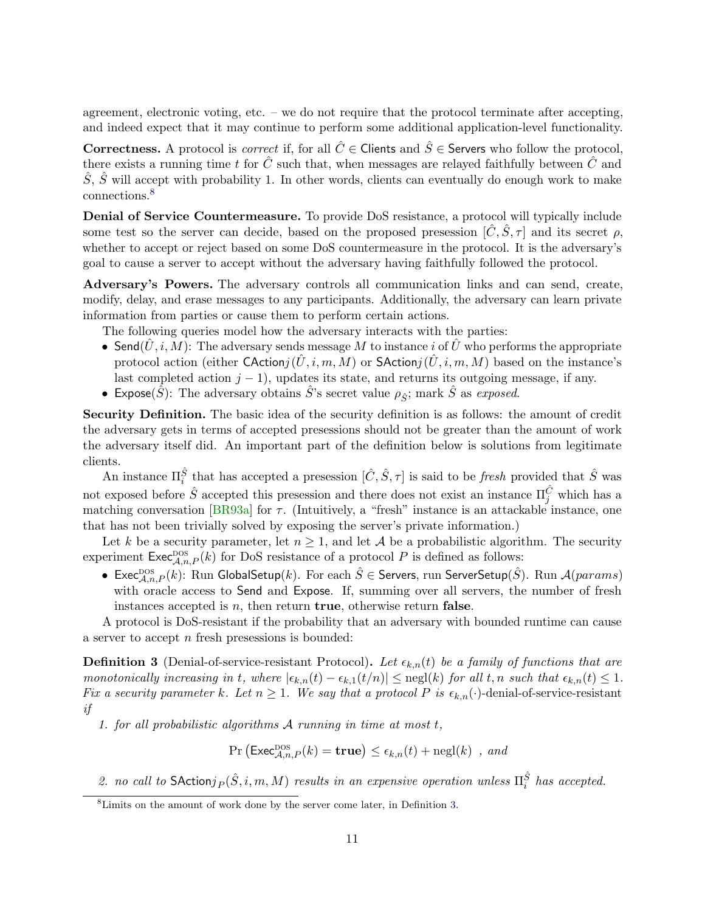agreement, electronic voting, etc. – we do not require that the protocol terminate after accepting, and indeed expect that it may continue to perform some additional application-level functionality.

**Correctness.** A protocol is *correct* if, for all $\hat{C} \in \mathsf{Clients}$ and $\hat{S} \in \mathsf{Servers}$ who follow the protocol, there exists a running time $t$ for $\hat{C}$ such that, when messages are relayed faithfully between $\hat{C}$ and $\hat{S}$, $\hat{S}$ will accept with probability 1. In other words, clients can eventually do enough work to make connections.[8]

**Denial of Service Countermeasure.** To provide DoS resistance, a protocol will typically include some test so the server can decide, based on the proposed presession $[\hat{C}, \hat{S}, \tau]$ and its secret $\rho$, whether to accept or reject based on some DoS countermeasure in the protocol. It is the adversary's goal to cause a server to accept without the adversary having faithfully followed the protocol.

**Adversary's Powers.** The adversary controls all communication links and can send, create, modify, delay, and erase messages to any participants. Additionally, the adversary can learn private information from parties or cause them to perform certain actions.

The following queries model how the adversary interacts with the parties:

- $\mathsf{Send}(\hat{U}, i, M)$: The adversary sends message $M$ to instance $i$ of $\hat{U}$ who performs the appropriate protocol action (either $\mathsf{CAction}j(\hat{U}, i, m, M)$ or $\mathsf{SAction}j(\hat{U}, i, m, M)$ based on the instance's last completed action $j - 1$), updates its state, and returns its outgoing message, if any.
- $\mathsf{Expose}(\hat{S})$: The adversary obtains $\hat{S}$'s secret value $\rho_{\hat{S}}$; mark $\hat{S}$ as *exposed*.

**Security Definition.** The basic idea of the security definition is as follows: the amount of credit the adversary gets in terms of accepted presessions should not be greater than the amount of work the adversary itself did. An important part of the definition below is solutions from legitimate clients.

An instance $\Pi_i^{\hat{S}}$ that has accepted a presession $[\hat{C}, \hat{S}, \tau]$ is said to be *fresh* provided that $\hat{S}$ was not exposed before $\hat{S}$ accepted this presession and there does not exist an instance $\Pi_j^{\hat{C}}$ which has a matching conversation [BR93a] for $\tau$. (Intuitively, a "fresh" instance is an attackable instance, one that has not been trivially solved by exposing the server's private information.)

Let $k$ be a security parameter, let $n \geq 1$, and let $\mathcal{A}$ be a probabilistic algorithm. The security experiment $\mathsf{Exec}^{\mathrm{DOS}}_{\mathcal{A},n,P}(k)$ for DoS resistance of a protocol $P$ is defined as follows:

- $\mathsf{Exec}^{\mathrm{DOS}}_{\mathcal{A},n,P}(k)$: Run $\mathsf{GlobalSetup}(k)$. For each $\hat{S} \in \mathsf{Servers}$, run $\mathsf{ServerSetup}(\hat{S})$. Run $\mathcal{A}(params)$ with oracle access to $\mathsf{Send}$ and $\mathsf{Expose}$. If, summing over all servers, the number of fresh instances accepted is $n$, then return **true**, otherwise return **false**.

A protocol is DoS-resistant if the probability that an adversary with bounded runtime can cause a server to accept $n$ fresh presessions is bounded:

**Definition 3** (Denial-of-service-resistant Protocol)**.** *Let $\epsilon_{k,n}(t)$ be a family of functions that are monotonically increasing in $t$, where $|\epsilon_{k,n}(t) - \epsilon_{k,1}(t/n)| \leq \mathrm{negl}(k)$ for all $t, n$ such that $\epsilon_{k,n}(t) \leq 1$. Fix a security parameter $k$. Let $n \geq 1$. We say that a protocol $P$ is $\epsilon_{k,n}(\cdot)$-denial-of-service-resistant if*

1. *for all probabilistic algorithms $\mathcal{A}$ running in time at most $t$,*

$$\Pr\left(\mathsf{Exec}^{\mathrm{DOS}}_{\mathcal{A},n,P}(k) = \mathbf{true}\right) \leq \epsilon_{k,n}(t) + \mathrm{negl}(k) \ \ , \ and$$

2. *no call to $\mathsf{SAction}j_P(\hat{S}, i, m, M)$ results in an expensive operation unless $\Pi_i^{\hat{S}}$ has accepted.*

[8] Limits on the amount of work done by the server come later, in Definition 3.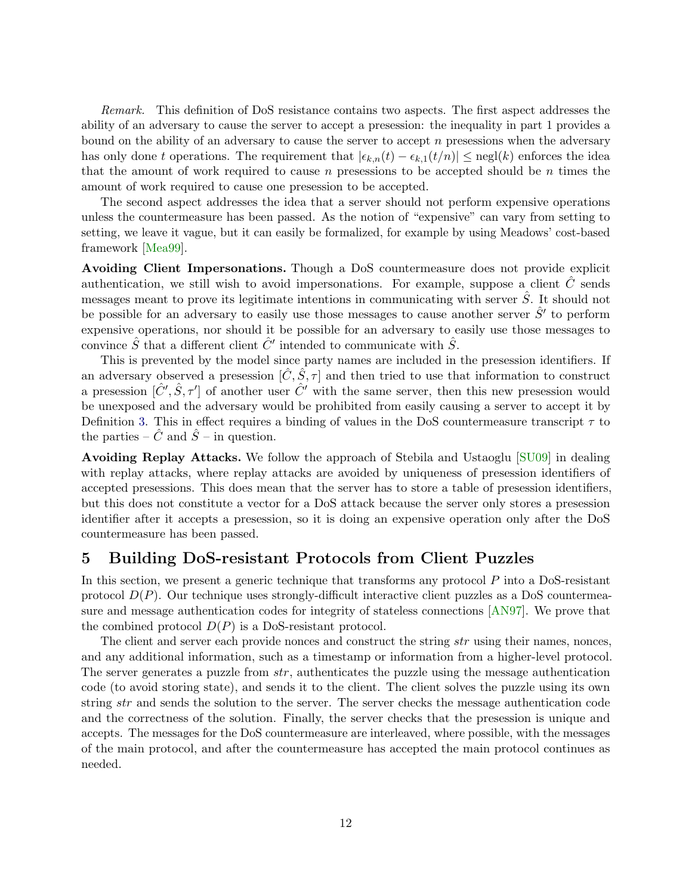*Remark.* This definition of DoS resistance contains two aspects. The first aspect addresses the ability of an adversary to cause the server to accept a presession: the inequality in part 1 provides a bound on the ability of an adversary to cause the server to accept $n$ presessions when the adversary has only done $t$ operations. The requirement that $|\epsilon_{k,n}(t) - \epsilon_{k,1}(t/n)| \leq \text{negl}(k)$ enforces the idea that the amount of work required to cause $n$ presessions to be accepted should be $n$ times the amount of work required to cause one presession to be accepted.

The second aspect addresses the idea that a server should not perform expensive operations unless the countermeasure has been passed. As the notion of "expensive" can vary from setting to setting, we leave it vague, but it can easily be formalized, for example by using Meadows' cost-based framework [Mea99].

**Avoiding Client Impersonations.** Though a DoS countermeasure does not provide explicit authentication, we still wish to avoid impersonations. For example, suppose a client $\hat{C}$ sends messages meant to prove its legitimate intentions in communicating with server $\hat{S}$. It should not be possible for an adversary to easily use those messages to cause another server $\hat{S}'$ to perform expensive operations, nor should it be possible for an adversary to easily use those messages to convince $\hat{S}$ that a different client $\hat{C}'$ intended to communicate with $\hat{S}$.

This is prevented by the model since party names are included in the presession identifiers. If an adversary observed a presession $[\hat{C}, \hat{S}, \tau]$ and then tried to use that information to construct a presession $[\hat{C}', \hat{S}, \tau']$ of another user $\hat{C}'$ with the same server, then this new presession would be unexposed and the adversary would be prohibited from easily causing a server to accept it by Definition 3. This in effect requires a binding of values in the DoS countermeasure transcript $\tau$ to the parties – $\hat{C}$ and $\hat{S}$ – in question.

**Avoiding Replay Attacks.** We follow the approach of Stebila and Ustaoglu [SU09] in dealing with replay attacks, where replay attacks are avoided by uniqueness of presession identifiers of accepted presessions. This does mean that the server has to store a table of presession identifiers, but this does not constitute a vector for a DoS attack because the server only stores a presession identifier after it accepts a presession, so it is doing an expensive operation only after the DoS countermeasure has been passed.

## 5 Building DoS-resistant Protocols from Client Puzzles

In this section, we present a generic technique that transforms any protocol $P$ into a DoS-resistant protocol $D(P)$. Our technique uses strongly-difficult interactive client puzzles as a DoS countermeasure and message authentication codes for integrity of stateless connections [AN97]. We prove that the combined protocol $D(P)$ is a DoS-resistant protocol.

The client and server each provide nonces and construct the string *str* using their names, nonces, and any additional information, such as a timestamp or information from a higher-level protocol. The server generates a puzzle from *str*, authenticates the puzzle using the message authentication code (to avoid storing state), and sends it to the client. The client solves the puzzle using its own string *str* and sends the solution to the server. The server checks the message authentication code and the correctness of the solution. Finally, the server checks that the presession is unique and accepts. The messages for the DoS countermeasure are interleaved, where possible, with the messages of the main protocol, and after the countermeasure has accepted the main protocol continues as needed.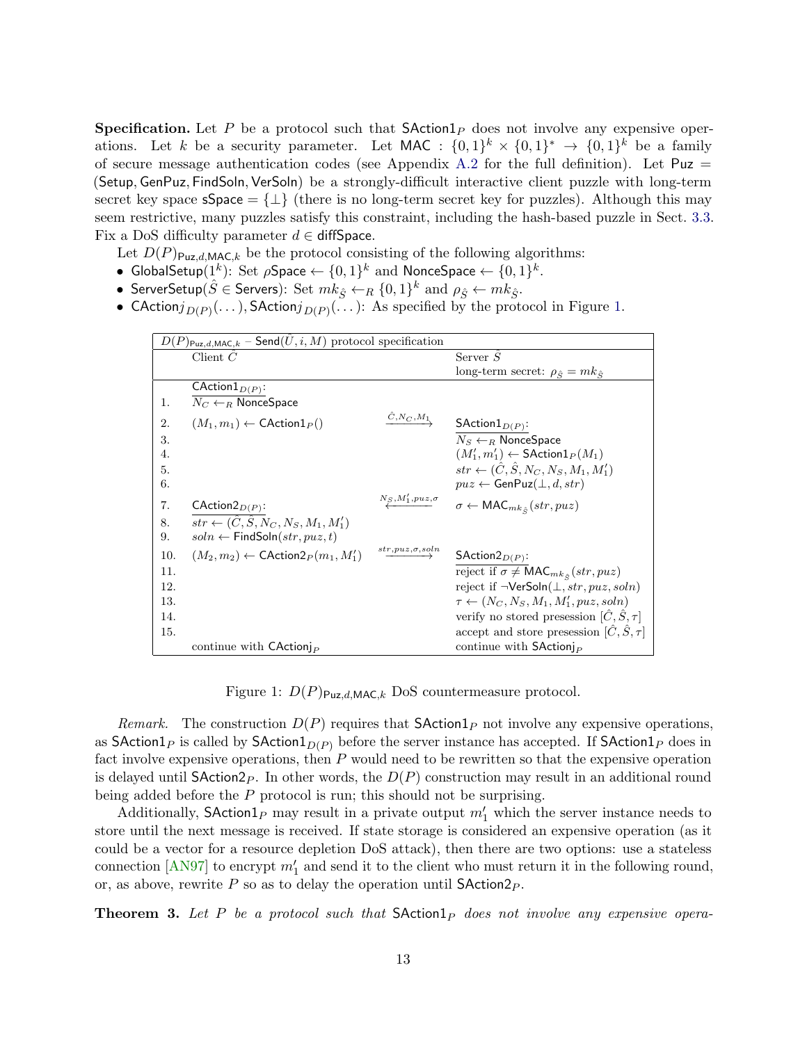**Specification.** Let $P$ be a protocol such that $\mathsf{SAction1}_P$ does not involve any expensive operations. Let $k$ be a security parameter. Let $\mathsf{MAC} : \{0,1\}^k \times \{0,1\}^* \to \{0,1\}^k$ be a family of secure message authentication codes (see Appendix A.2 for the full definition). Let $\mathsf{Puz} = (\mathsf{Setup}, \mathsf{GenPuz}, \mathsf{FindSoln}, \mathsf{VerSoln})$ be a strongly-difficult interactive client puzzle with long-term secret key space $\mathsf{sSpace} = \{\perp\}$ (there is no long-term secret key for puzzles). Although this may seem restrictive, many puzzles satisfy this constraint, including the hash-based puzzle in Sect. 3.3. Fix a DoS difficulty parameter $d \in \mathsf{diffSpace}$.

Let $D(P)_{\mathsf{Puz},d,\mathsf{MAC},k}$ be the protocol consisting of the following algorithms:

- $\mathsf{GlobalSetup}(1^k)$: Set $\rho\mathsf{Space} \leftarrow \{0,1\}^k$ and $\mathsf{NonceSpace} \leftarrow \{0,1\}^k$.
- $\mathsf{ServerSetup}(\hat{S} \in \mathsf{Servers})$: Set $mk_{\hat{S}} \leftarrow_R \{0,1\}^k$ and $\rho_{\hat{S}} \leftarrow mk_{\hat{S}}$.
- $\mathsf{CAction}j_{D(P)}(\dots), \mathsf{SAction}j_{D(P)}(\dots)$: As specified by the protocol in Figure 1.

| | $D(P)_{\mathsf{Puz},d,\mathsf{MAC},k}$ – $\mathsf{Send}(\hat{U}, i, M)$ protocol specification | | |
|---|---|---|---|
| | Client $\hat{C}$ | | Server $\hat{S}$<br>long-term secret: $\rho_{\hat{S}} = mk_{\hat{S}}$ |
| | $\underline{\mathsf{CAction1}_{D(P)}}$: | | |
| 1. | $N_C \leftarrow_R \mathsf{NonceSpace}$ | | |
| 2. | $(M_1, m_1) \leftarrow \mathsf{CAction1}_P()$ | $\xrightarrow{\hat{C}, N_C, M_1}$ | $\underline{\mathsf{SAction1}_{D(P)}}$: |
| 3. | | | $N_S \leftarrow_R \mathsf{NonceSpace}$ |
| 4. | | | $(M_1', m_1') \leftarrow \mathsf{SAction1}_P(M_1)$ |
| 5. | | | $str \leftarrow (\hat{C}, \hat{S}, N_C, N_S, M_1, M_1')$ |
| 6. | | | $puz \leftarrow \mathsf{GenPuz}(\perp, d, str)$ |
| 7. | $\underline{\mathsf{CAction2}_{D(P)}}$: | $\xleftarrow{N_S, M_1', puz, \sigma}$ | $\sigma \leftarrow \mathsf{MAC}_{mk_{\hat{S}}}(str, puz)$ |
| 8. | $str \leftarrow (\hat{C}, \hat{S}, N_C, N_S, M_1, M_1')$ | | |
| 9. | $soln \leftarrow \mathsf{FindSoln}(str, puz, t)$ | | |
| 10. | $(M_2, m_2) \leftarrow \mathsf{CAction2}_P(m_1, M_1')$ | $\xrightarrow{str, puz, \sigma, soln}$ | $\underline{\mathsf{SAction2}_{D(P)}}$: |
| 11. | | | reject if $\sigma \neq \mathsf{MAC}_{mk_{\hat{S}}}(str, puz)$ |
| 12. | | | reject if $\neg\mathsf{VerSoln}(\perp, str, puz, soln)$ |
| 13. | | | $\tau \leftarrow (N_C, N_S, M_1, M_1', puz, soln)$ |
| 14. | | | verify no stored presession $[\hat{C}, \hat{S}, \tau]$ |
| 15. | | | accept and store presession $[\hat{C}, \hat{S}, \tau]$ |
| | continue with $\mathsf{CActionj}_P$ | | continue with $\mathsf{SActionj}_P$ |

Figure 1: $D(P)_{\mathsf{Puz},d,\mathsf{MAC},k}$ DoS countermeasure protocol.

*Remark.* The construction $D(P)$ requires that $\mathsf{SAction1}_P$ not involve any expensive operations, as $\mathsf{SAction1}_P$ is called by $\mathsf{SAction1}_{D(P)}$ before the server instance has accepted. If $\mathsf{SAction1}_P$ does in fact involve expensive operations, then $P$ would need to be rewritten so that the expensive operation is delayed until $\mathsf{SAction2}_P$. In other words, the $D(P)$ construction may result in an additional round being added before the $P$ protocol is run; this should not be surprising.

Additionally, $\mathsf{SAction1}_P$ may result in a private output $m_1'$ which the server instance needs to store until the next message is received. If state storage is considered an expensive operation (as it could be a vector for a resource depletion DoS attack), then there are two options: use a stateless connection [AN97] to encrypt $m_1'$ and send it to the client who must return it in the following round, or, as above, rewrite $P$ so as to delay the operation until $\mathsf{SAction2}_P$.

**Theorem 3.** *Let $P$ be a protocol such that $\mathsf{SAction1}_P$ does not involve any expensive opera-*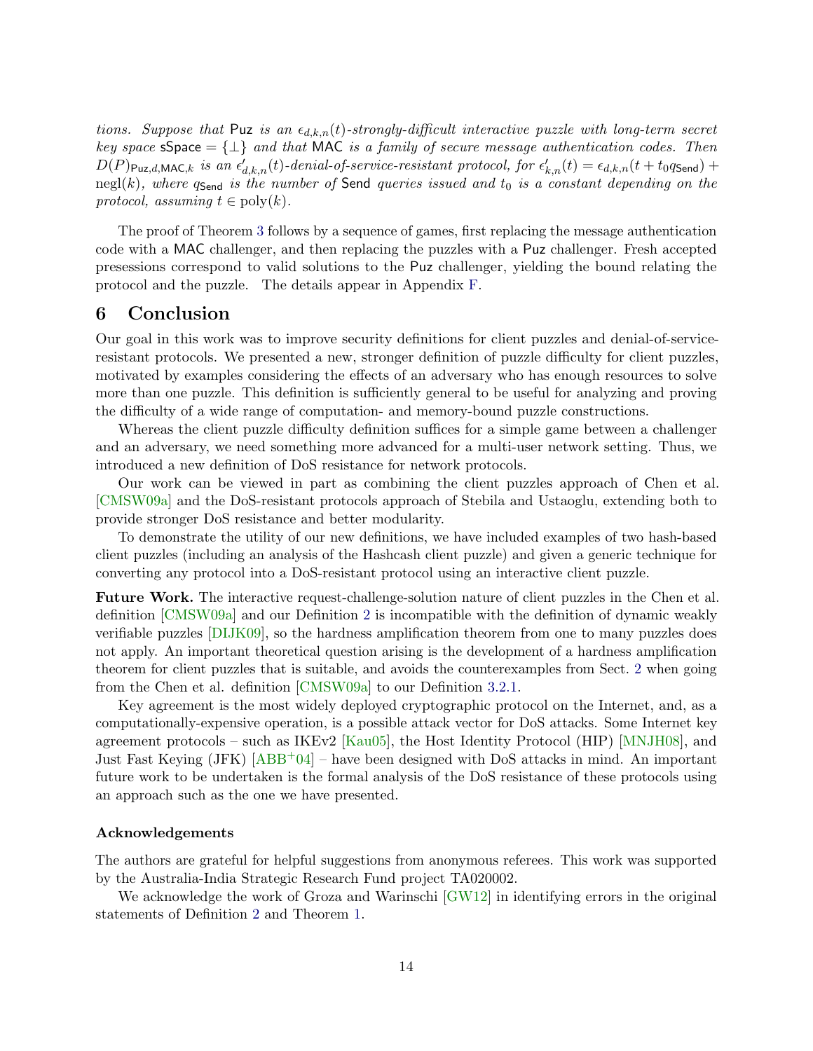*tions. Suppose that* Puz *is an* $\epsilon_{d,k,n}(t)$*-strongly-difficult interactive puzzle with long-term secret key space* $\mathsf{sSpace} = \{\perp\}$ *and that* MAC *is a family of secure message authentication codes. Then* $D(P)_{\mathsf{Puz},d,\mathsf{MAC},k}$ *is an* $\epsilon'_{d,k,n}(t)$*-denial-of-service-resistant protocol, for* $\epsilon'_{k,n}(t) = \epsilon_{d,k,n}(t + t_0 q_{\mathsf{Send}}) + \mathrm{negl}(k)$*, where* $q_{\mathsf{Send}}$ *is the number of* Send *queries issued and* $t_0$ *is a constant depending on the protocol, assuming* $t \in \mathrm{poly}(k)$*.*

The proof of Theorem 3 follows by a sequence of games, first replacing the message authentication code with a MAC challenger, and then replacing the puzzles with a Puz challenger. Fresh accepted presessions correspond to valid solutions to the Puz challenger, yielding the bound relating the protocol and the puzzle. The details appear in Appendix F.

# 6 Conclusion

Our goal in this work was to improve security definitions for client puzzles and denial-of-service-resistant protocols. We presented a new, stronger definition of puzzle difficulty for client puzzles, motivated by examples considering the effects of an adversary who has enough resources to solve more than one puzzle. This definition is sufficiently general to be useful for analyzing and proving the difficulty of a wide range of computation- and memory-bound puzzle constructions.

Whereas the client puzzle difficulty definition suffices for a simple game between a challenger and an adversary, we need something more advanced for a multi-user network setting. Thus, we introduced a new definition of DoS resistance for network protocols.

Our work can be viewed in part as combining the client puzzles approach of Chen et al. [CMSW09a] and the DoS-resistant protocols approach of Stebila and Ustaoglu, extending both to provide stronger DoS resistance and better modularity.

To demonstrate the utility of our new definitions, we have included examples of two hash-based client puzzles (including an analysis of the Hashcash client puzzle) and given a generic technique for converting any protocol into a DoS-resistant protocol using an interactive client puzzle.

**Future Work.** The interactive request-challenge-solution nature of client puzzles in the Chen et al. definition [CMSW09a] and our Definition 2 is incompatible with the definition of dynamic weakly verifiable puzzles [DIJK09], so the hardness amplification theorem from one to many puzzles does not apply. An important theoretical question arising is the development of a hardness amplification theorem for client puzzles that is suitable, and avoids the counterexamples from Sect. 2 when going from the Chen et al. definition [CMSW09a] to our Definition 3.2.1.

Key agreement is the most widely deployed cryptographic protocol on the Internet, and, as a computationally-expensive operation, is a possible attack vector for DoS attacks. Some Internet key agreement protocols – such as IKEv2 [Kau05], the Host Identity Protocol (HIP) [MNJH08], and Just Fast Keying (JFK) [ABB+04] – have been designed with DoS attacks in mind. An important future work to be undertaken is the formal analysis of the DoS resistance of these protocols using an approach such as the one we have presented.

### Acknowledgements

The authors are grateful for helpful suggestions from anonymous referees. This work was supported by the Australia-India Strategic Research Fund project TA020002.

We acknowledge the work of Groza and Warinschi [GW12] in identifying errors in the original statements of Definition 2 and Theorem 1.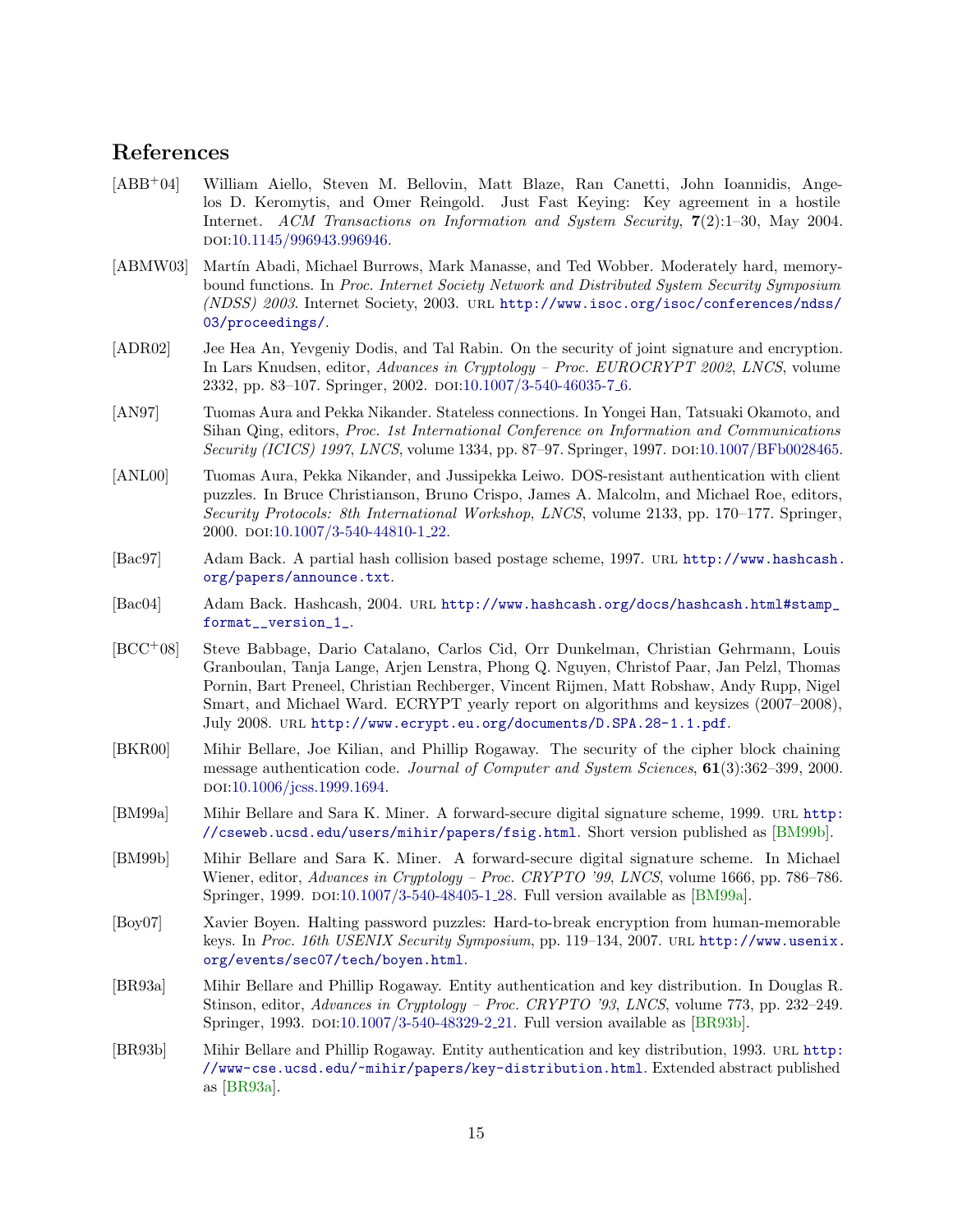## References

[ABB+04] William Aiello, Steven M. Bellovin, Matt Blaze, Ran Canetti, John Ioannidis, Angelos D. Keromytis, and Omer Reingold. Just Fast Keying: Key agreement in a hostile Internet. *ACM Transactions on Information and System Security*, **7**(2):1–30, May 2004. DOI:10.1145/996943.996946.

[ABMW03] Martín Abadi, Michael Burrows, Mark Manasse, and Ted Wobber. Moderately hard, memory-bound functions. In *Proc. Internet Society Network and Distributed System Security Symposium (NDSS) 2003*. Internet Society, 2003. URL `http://www.isoc.org/isoc/conferences/ndss/03/proceedings/`.

[ADR02] Jee Hea An, Yevgeniy Dodis, and Tal Rabin. On the security of joint signature and encryption. In Lars Knudsen, editor, *Advances in Cryptology – Proc. EUROCRYPT 2002*, *LNCS*, volume 2332, pp. 83–107. Springer, 2002. DOI:10.1007/3-540-46035-7_6.

[AN97] Tuomas Aura and Pekka Nikander. Stateless connections. In Yongei Han, Tatsuaki Okamoto, and Sihan Qing, editors, *Proc. 1st International Conference on Information and Communications Security (ICICS) 1997*, *LNCS*, volume 1334, pp. 87–97. Springer, 1997. DOI:10.1007/BFb0028465.

[ANL00] Tuomas Aura, Pekka Nikander, and Jussipekka Leiwo. DOS-resistant authentication with client puzzles. In Bruce Christianson, Bruno Crispo, James A. Malcolm, and Michael Roe, editors, *Security Protocols: 8th International Workshop*, *LNCS*, volume 2133, pp. 170–177. Springer, 2000. DOI:10.1007/3-540-44810-1_22.

[Bac97] Adam Back. A partial hash collision based postage scheme, 1997. URL `http://www.hashcash.org/papers/announce.txt`.

[Bac04] Adam Back. Hashcash, 2004. URL `http://www.hashcash.org/docs/hashcash.html#stamp_format__version_1_`.

[BCC+08] Steve Babbage, Dario Catalano, Carlos Cid, Orr Dunkelman, Christian Gehrmann, Louis Granboulan, Tanja Lange, Arjen Lenstra, Phong Q. Nguyen, Christof Paar, Jan Pelzl, Thomas Pornin, Bart Preneel, Christian Rechberger, Vincent Rijmen, Matt Robshaw, Andy Rupp, Nigel Smart, and Michael Ward. ECRYPT yearly report on algorithms and keysizes (2007–2008), July 2008. URL `http://www.ecrypt.eu.org/documents/D.SPA.28-1.1.pdf`.

[BKR00] Mihir Bellare, Joe Kilian, and Phillip Rogaway. The security of the cipher block chaining message authentication code. *Journal of Computer and System Sciences*, **61**(3):362–399, 2000. DOI:10.1006/jcss.1999.1694.

[BM99a] Mihir Bellare and Sara K. Miner. A forward-secure digital signature scheme, 1999. URL `http://cseweb.ucsd.edu/users/mihir/papers/fsig.html`. Short version published as [BM99b].

[BM99b] Mihir Bellare and Sara K. Miner. A forward-secure digital signature scheme. In Michael Wiener, editor, *Advances in Cryptology – Proc. CRYPTO '99*, *LNCS*, volume 1666, pp. 786–786. Springer, 1999. DOI:10.1007/3-540-48405-1_28. Full version available as [BM99a].

[Boy07] Xavier Boyen. Halting password puzzles: Hard-to-break encryption from human-memorable keys. In *Proc. 16th USENIX Security Symposium*, pp. 119–134, 2007. URL `http://www.usenix.org/events/sec07/tech/boyen.html`.

[BR93a] Mihir Bellare and Phillip Rogaway. Entity authentication and key distribution. In Douglas R. Stinson, editor, *Advances in Cryptology – Proc. CRYPTO '93*, *LNCS*, volume 773, pp. 232–249. Springer, 1993. DOI:10.1007/3-540-48329-2_21. Full version available as [BR93b].

[BR93b] Mihir Bellare and Phillip Rogaway. Entity authentication and key distribution, 1993. URL `http://www-cse.ucsd.edu/~mihir/papers/key-distribution.html`. Extended abstract published as [BR93a].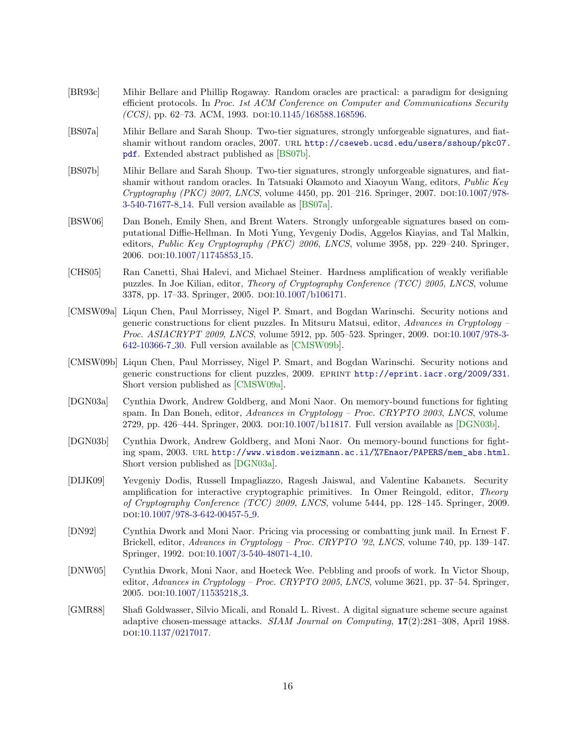[BR93c] Mihir Bellare and Phillip Rogaway. Random oracles are practical: a paradigm for designing efficient protocols. In *Proc. 1st ACM Conference on Computer and Communications Security (CCS)*, pp. 62–73. ACM, 1993. DOI:10.1145/168588.168596.

[BS07a] Mihir Bellare and Sarah Shoup. Two-tier signatures, strongly unforgeable signatures, and fiat-shamir without random oracles, 2007. URL http://cseweb.ucsd.edu/users/sshoup/pkc07.pdf. Extended abstract published as [BS07b].

[BS07b] Mihir Bellare and Sarah Shoup. Two-tier signatures, strongly unforgeable signatures, and fiat-shamir without random oracles. In Tatsuaki Okamoto and Xiaoyun Wang, editors, *Public Key Cryptography (PKC) 2007*, *LNCS*, volume 4450, pp. 201–216. Springer, 2007. DOI:10.1007/978-3-540-71677-8_14. Full version available as [BS07a].

[BSW06] Dan Boneh, Emily Shen, and Brent Waters. Strongly unforgeable signatures based on computational Diffie-Hellman. In Moti Yung, Yevgeniy Dodis, Aggelos Kiayias, and Tal Malkin, editors, *Public Key Cryptography (PKC) 2006*, *LNCS*, volume 3958, pp. 229–240. Springer, 2006. DOI:10.1007/11745853_15.

[CHS05] Ran Canetti, Shai Halevi, and Michael Steiner. Hardness amplification of weakly verifiable puzzles. In Joe Kilian, editor, *Theory of Cryptography Conference (TCC) 2005*, *LNCS*, volume 3378, pp. 17–33. Springer, 2005. DOI:10.1007/b106171.

[CMSW09a] Liqun Chen, Paul Morrissey, Nigel P. Smart, and Bogdan Warinschi. Security notions and generic constructions for client puzzles. In Mitsuru Matsui, editor, *Advances in Cryptology – Proc. ASIACRYPT 2009*, *LNCS*, volume 5912, pp. 505–523. Springer, 2009. DOI:10.1007/978-3-642-10366-7_30. Full version available as [CMSW09b].

[CMSW09b] Liqun Chen, Paul Morrissey, Nigel P. Smart, and Bogdan Warinschi. Security notions and generic constructions for client puzzles, 2009. EPRINT http://eprint.iacr.org/2009/331. Short version published as [CMSW09a].

[DGN03a] Cynthia Dwork, Andrew Goldberg, and Moni Naor. On memory-bound functions for fighting spam. In Dan Boneh, editor, *Advances in Cryptology – Proc. CRYPTO 2003*, *LNCS*, volume 2729, pp. 426–444. Springer, 2003. DOI:10.1007/b11817. Full version available as [DGN03b].

[DGN03b] Cynthia Dwork, Andrew Goldberg, and Moni Naor. On memory-bound functions for fighting spam, 2003. URL http://www.wisdom.weizmann.ac.il/%7Enaor/PAPERS/mem_abs.html. Short version published as [DGN03a].

[DIJK09] Yevgeniy Dodis, Russell Impagliazzo, Ragesh Jaiswal, and Valentine Kabanets. Security amplification for interactive cryptographic primitives. In Omer Reingold, editor, *Theory of Cryptography Conference (TCC) 2009*, *LNCS*, volume 5444, pp. 128–145. Springer, 2009. DOI:10.1007/978-3-642-00457-5_9.

[DN92] Cynthia Dwork and Moni Naor. Pricing via processing or combatting junk mail. In Ernest F. Brickell, editor, *Advances in Cryptology – Proc. CRYPTO '92*, *LNCS*, volume 740, pp. 139–147. Springer, 1992. DOI:10.1007/3-540-48071-4_10.

[DNW05] Cynthia Dwork, Moni Naor, and Hoeteck Wee. Pebbling and proofs of work. In Victor Shoup, editor, *Advances in Cryptology – Proc. CRYPTO 2005*, *LNCS*, volume 3621, pp. 37–54. Springer, 2005. DOI:10.1007/11535218_3.

[GMR88] Shafi Goldwasser, Silvio Micali, and Ronald L. Rivest. A digital signature scheme secure against adaptive chosen-message attacks. *SIAM Journal on Computing*, **17**(2):281–308, April 1988. DOI:10.1137/0217017.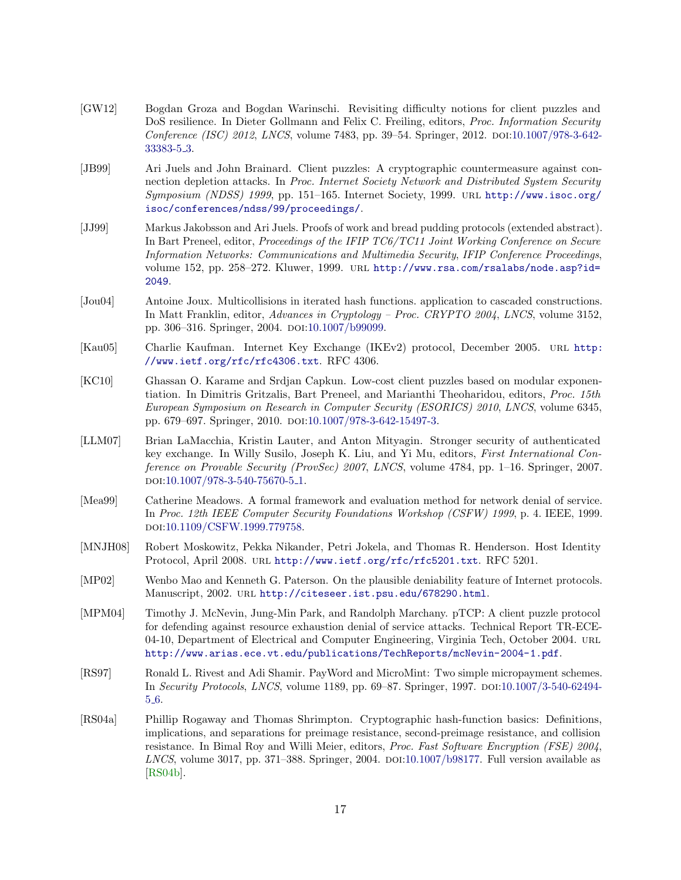[GW12] Bogdan Groza and Bogdan Warinschi. Revisiting difficulty notions for client puzzles and DoS resilience. In Dieter Gollmann and Felix C. Freiling, editors, *Proc. Information Security Conference (ISC) 2012*, *LNCS*, volume 7483, pp. 39–54. Springer, 2012. DOI:10.1007/978-3-642-33383-5_3.

[JB99] Ari Juels and John Brainard. Client puzzles: A cryptographic countermeasure against connection depletion attacks. In *Proc. Internet Society Network and Distributed System Security Symposium (NDSS) 1999*, pp. 151–165. Internet Society, 1999. URL `http://www.isoc.org/isoc/conferences/ndss/99/proceedings/`.

[JJ99] Markus Jakobsson and Ari Juels. Proofs of work and bread pudding protocols (extended abstract). In Bart Preneel, editor, *Proceedings of the IFIP TC6/TC11 Joint Working Conference on Secure Information Networks: Communications and Multimedia Security*, *IFIP Conference Proceedings*, volume 152, pp. 258–272. Kluwer, 1999. URL `http://www.rsa.com/rsalabs/node.asp?id=2049`.

[Jou04] Antoine Joux. Multicollisions in iterated hash functions. application to cascaded constructions. In Matt Franklin, editor, *Advances in Cryptology – Proc. CRYPTO 2004*, *LNCS*, volume 3152, pp. 306–316. Springer, 2004. DOI:10.1007/b99099.

[Kau05] Charlie Kaufman. Internet Key Exchange (IKEv2) protocol, December 2005. URL `http://www.ietf.org/rfc/rfc4306.txt`. RFC 4306.

[KC10] Ghassan O. Karame and Srdjan Capkun. Low-cost client puzzles based on modular exponentiation. In Dimitris Gritzalis, Bart Preneel, and Marianthi Theoharidou, editors, *Proc. 15th European Symposium on Research in Computer Security (ESORICS) 2010*, *LNCS*, volume 6345, pp. 679–697. Springer, 2010. DOI:10.1007/978-3-642-15497-3.

[LLM07] Brian LaMacchia, Kristin Lauter, and Anton Mityagin. Stronger security of authenticated key exchange. In Willy Susilo, Joseph K. Liu, and Yi Mu, editors, *First International Conference on Provable Security (ProvSec) 2007*, *LNCS*, volume 4784, pp. 1–16. Springer, 2007. DOI:10.1007/978-3-540-75670-5_1.

[Mea99] Catherine Meadows. A formal framework and evaluation method for network denial of service. In *Proc. 12th IEEE Computer Security Foundations Workshop (CSFW) 1999*, p. 4. IEEE, 1999. DOI:10.1109/CSFW.1999.779758.

[MNJH08] Robert Moskowitz, Pekka Nikander, Petri Jokela, and Thomas R. Henderson. Host Identity Protocol, April 2008. URL `http://www.ietf.org/rfc/rfc5201.txt`. RFC 5201.

[MP02] Wenbo Mao and Kenneth G. Paterson. On the plausible deniability feature of Internet protocols. Manuscript, 2002. URL `http://citeseer.ist.psu.edu/678290.html`.

[MPM04] Timothy J. McNevin, Jung-Min Park, and Randolph Marchany. pTCP: A client puzzle protocol for defending against resource exhaustion denial of service attacks. Technical Report TR-ECE-04-10, Department of Electrical and Computer Engineering, Virginia Tech, October 2004. URL `http://www.arias.ece.vt.edu/publications/TechReports/mcNevin-2004-1.pdf`.

[RS97] Ronald L. Rivest and Adi Shamir. PayWord and MicroMint: Two simple micropayment schemes. In *Security Protocols*, *LNCS*, volume 1189, pp. 69–87. Springer, 1997. DOI:10.1007/3-540-62494-5_6.

[RS04a] Phillip Rogaway and Thomas Shrimpton. Cryptographic hash-function basics: Definitions, implications, and separations for preimage resistance, second-preimage resistance, and collision resistance. In Bimal Roy and Willi Meier, editors, *Proc. Fast Software Encryption (FSE) 2004*, *LNCS*, volume 3017, pp. 371–388. Springer, 2004. DOI:10.1007/b98177. Full version available as [RS04b].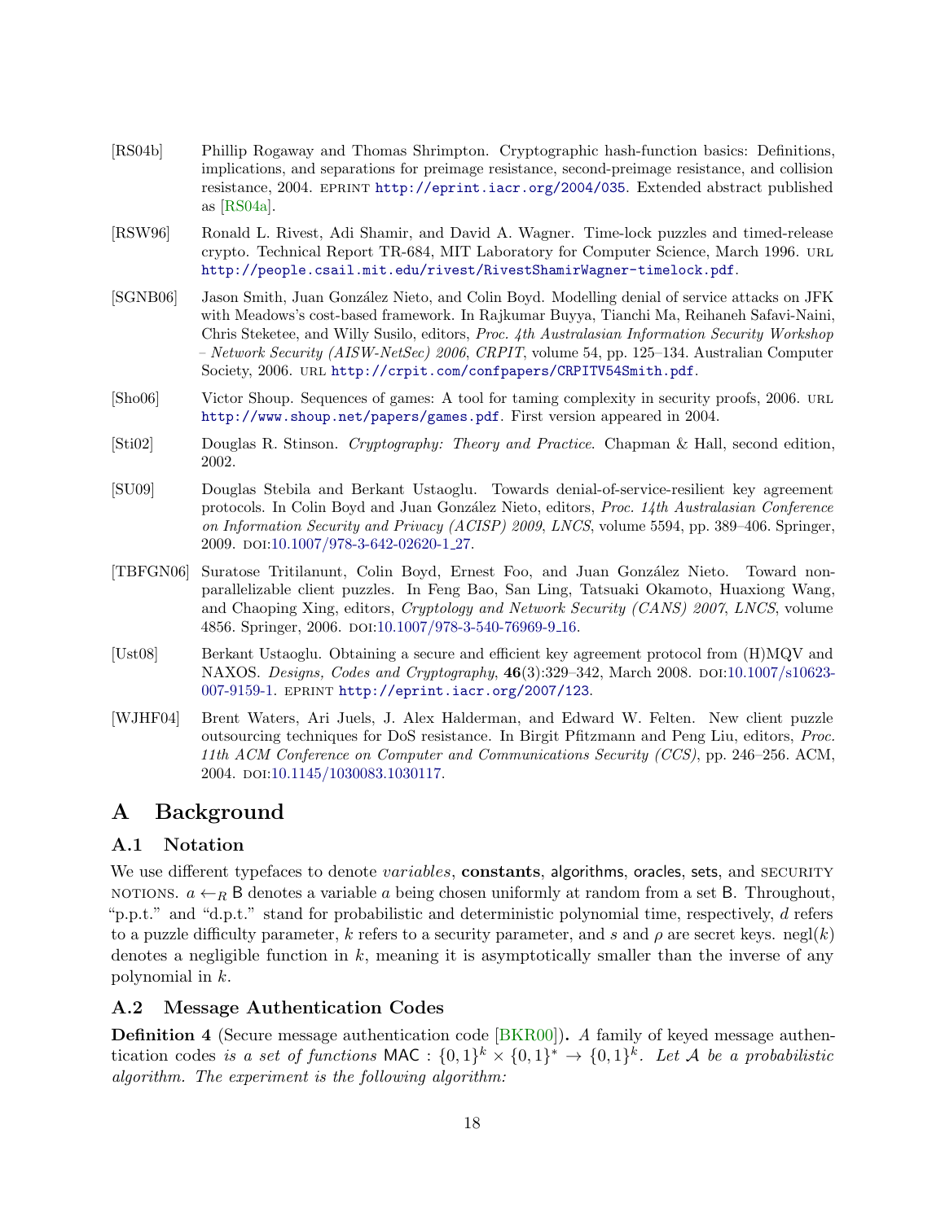[RS04b] Phillip Rogaway and Thomas Shrimpton. Cryptographic hash-function basics: Definitions, implications, and separations for preimage resistance, second-preimage resistance, and collision resistance, 2004. EPRINT http://eprint.iacr.org/2004/035. Extended abstract published as [RS04a].

[RSW96] Ronald L. Rivest, Adi Shamir, and David A. Wagner. Time-lock puzzles and timed-release crypto. Technical Report TR-684, MIT Laboratory for Computer Science, March 1996. URL http://people.csail.mit.edu/rivest/RivestShamirWagner-timelock.pdf.

[SGNB06] Jason Smith, Juan González Nieto, and Colin Boyd. Modelling denial of service attacks on JFK with Meadows's cost-based framework. In Rajkumar Buyya, Tianchi Ma, Reihaneh Safavi-Naini, Chris Steketee, and Willy Susilo, editors, *Proc. 4th Australasian Information Security Workshop – Network Security (AISW-NetSec) 2006*, *CRPIT*, volume 54, pp. 125–134. Australian Computer Society, 2006. URL http://crpit.com/confpapers/CRPITV54Smith.pdf.

[Sho06] Victor Shoup. Sequences of games: A tool for taming complexity in security proofs, 2006. URL http://www.shoup.net/papers/games.pdf. First version appeared in 2004.

[Sti02] Douglas R. Stinson. *Cryptography: Theory and Practice*. Chapman & Hall, second edition, 2002.

[SU09] Douglas Stebila and Berkant Ustaoglu. Towards denial-of-service-resilient key agreement protocols. In Colin Boyd and Juan González Nieto, editors, *Proc. 14th Australasian Conference on Information Security and Privacy (ACISP) 2009*, *LNCS*, volume 5594, pp. 389–406. Springer, 2009. DOI:10.1007/978-3-642-02620-1_27.

[TBFGN06] Suratose Tritilanunt, Colin Boyd, Ernest Foo, and Juan González Nieto. Toward non-parallelizable client puzzles. In Feng Bao, San Ling, Tatsuaki Okamoto, Huaxiong Wang, and Chaoping Xing, editors, *Cryptology and Network Security (CANS) 2007*, *LNCS*, volume 4856. Springer, 2006. DOI:10.1007/978-3-540-76969-9_16.

[Ust08] Berkant Ustaoglu. Obtaining a secure and efficient key agreement protocol from (H)MQV and NAXOS. *Designs, Codes and Cryptography*, **46**(3):329–342, March 2008. DOI:10.1007/s10623-007-9159-1. EPRINT http://eprint.iacr.org/2007/123.

[WJHF04] Brent Waters, Ari Juels, J. Alex Halderman, and Edward W. Felten. New client puzzle outsourcing techniques for DoS resistance. In Birgit Pfitzmann and Peng Liu, editors, *Proc. 11th ACM Conference on Computer and Communications Security (CCS)*, pp. 246–256. ACM, 2004. DOI:10.1145/1030083.1030117.

# A Background

## A.1 Notation

We use different typefaces to denote *variables*, **constants**, algorithms, oracles, sets, and SECURITY NOTIONS. $a \leftarrow_R \mathsf{B}$ denotes a variable $a$ being chosen uniformly at random from a set $\mathsf{B}$. Throughout, "p.p.t." and "d.p.t." stand for probabilistic and deterministic polynomial time, respectively, $d$ refers to a puzzle difficulty parameter, $k$ refers to a security parameter, and $s$ and $\rho$ are secret keys. $\text{negl}(k)$ denotes a negligible function in $k$, meaning it is asymptotically smaller than the inverse of any polynomial in $k$.

## A.2 Message Authentication Codes

**Definition 4** (Secure message authentication code [BKR00]). *A family of keyed message authentication codes is a set of functions* $\mathsf{MAC} : \{0,1\}^k \times \{0,1\}^* \to \{0,1\}^k$*. Let* $\mathcal{A}$ *be a probabilistic algorithm. The experiment is the following algorithm:*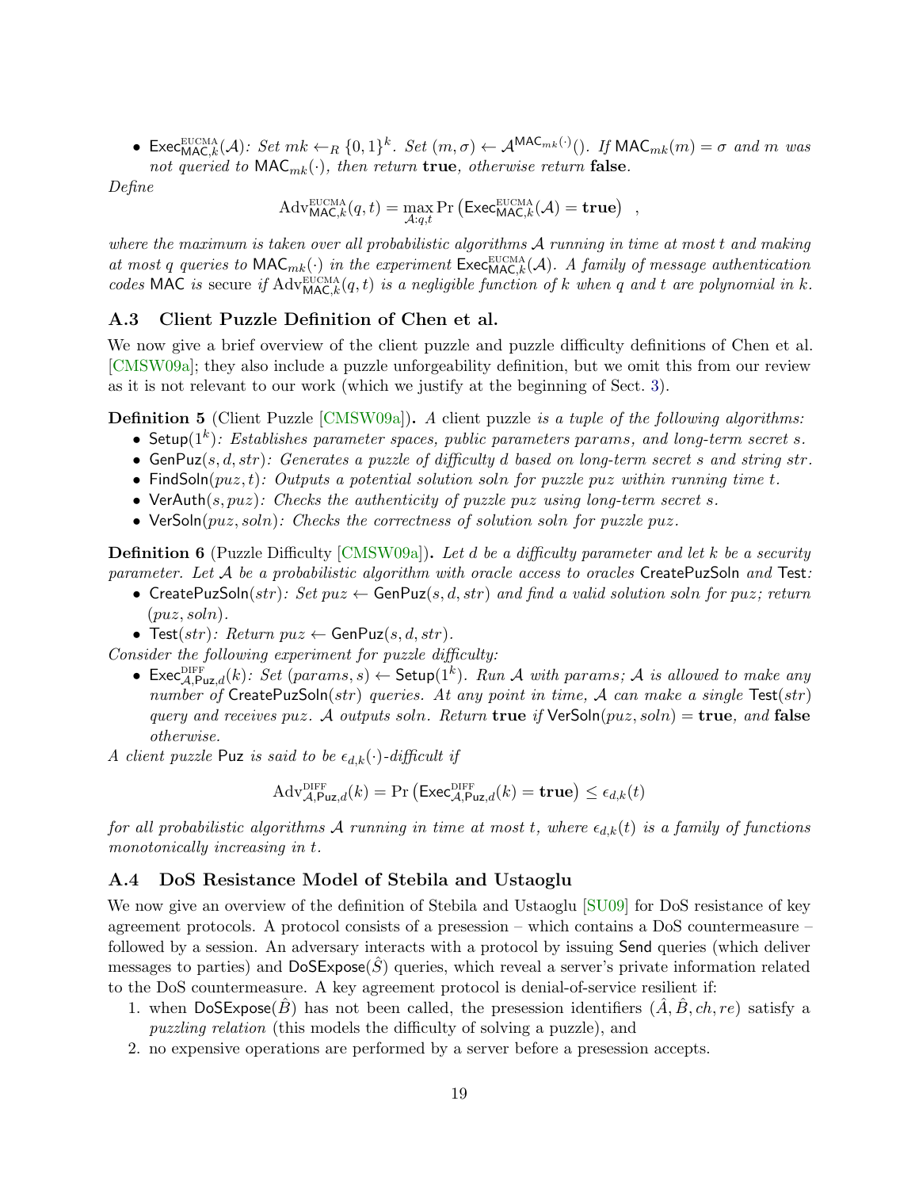- $\mathsf{Exec}^{\text{EUCMA}}_{\mathsf{MAC},k}(\mathcal{A})$*: Set* $mk \leftarrow_R \{0,1\}^k$*. Set* $(m,\sigma) \leftarrow \mathcal{A}^{\mathsf{MAC}_{mk}(\cdot)}()$*. If* $\mathsf{MAC}_{mk}(m) = \sigma$ *and* $m$ *was not queried to* $\mathsf{MAC}_{mk}(\cdot)$*, then return* **true***, otherwise return* **false***.*

*Define*

$$\mathrm{Adv}^{\text{EUCMA}}_{\mathsf{MAC},k}(q,t) = \max_{\mathcal{A}:q,t} \Pr\left(\mathsf{Exec}^{\text{EUCMA}}_{\mathsf{MAC},k}(\mathcal{A}) = \mathbf{true}\right) \ ,$$

*where the maximum is taken over all probabilistic algorithms* $\mathcal{A}$ *running in time at most* $t$ *and making at most* $q$ *queries to* $\mathsf{MAC}_{mk}(\cdot)$ *in the experiment* $\mathsf{Exec}^{\text{EUCMA}}_{\mathsf{MAC},k}(\mathcal{A})$*. A family of message authentication codes* $\mathsf{MAC}$ *is* secure *if* $\mathrm{Adv}^{\text{EUCMA}}_{\mathsf{MAC},k}(q,t)$ *is a negligible function of* $k$ *when* $q$ *and* $t$ *are polynomial in* $k$*.*

### A.3 Client Puzzle Definition of Chen et al.

We now give a brief overview of the client puzzle and puzzle difficulty definitions of Chen et al. [CMSW09a]; they also include a puzzle unforgeability definition, but we omit this from our review as it is not relevant to our work (which we justify at the beginning of Sect. 3).

**Definition 5** (Client Puzzle [CMSW09a])**.** *A client puzzle is a tuple of the following algorithms:*

- $\mathsf{Setup}(1^k)$*: Establishes parameter spaces, public parameters* $params$*, and long-term secret* $s$*.*
- $\mathsf{GenPuz}(s, d, str)$*: Generates a puzzle of difficulty* $d$ *based on long-term secret* $s$ *and string* $str$*.*
- $\mathsf{FindSoln}(puz, t)$*: Outputs a potential solution* $soln$ *for puzzle* $puz$ *within running time* $t$*.*
- $\mathsf{VerAuth}(s, puz)$*: Checks the authenticity of puzzle* $puz$ *using long-term secret* $s$*.*
- $\mathsf{VerSoln}(puz, soln)$*: Checks the correctness of solution* $soln$ *for puzzle* $puz$*.*

**Definition 6** (Puzzle Difficulty [CMSW09a])**.** *Let* $d$ *be a difficulty parameter and let* $k$ *be a security parameter. Let* $\mathcal{A}$ *be a probabilistic algorithm with oracle access to oracles* $\mathsf{CreatePuzSoln}$ *and* $\mathsf{Test}$*:*

- $\mathsf{CreatePuzSoln}(str)$*: Set* $puz \leftarrow \mathsf{GenPuz}(s, d, str)$ *and find a valid solution* $soln$ *for* $puz$*; return* $(puz, soln)$*.*
- $\mathsf{Test}(str)$*: Return* $puz \leftarrow \mathsf{GenPuz}(s, d, str)$*.*

*Consider the following experiment for puzzle difficulty:*

- $\mathsf{Exec}^{\text{DIFF}}_{\mathcal{A},\mathsf{Puz},d}(k)$*: Set* $(params, s) \leftarrow \mathsf{Setup}(1^k)$*. Run* $\mathcal{A}$ *with* $params$*;* $\mathcal{A}$ *is allowed to make any number of* $\mathsf{CreatePuzSoln}(str)$ *queries. At any point in time,* $\mathcal{A}$ *can make a single* $\mathsf{Test}(str)$ *query and receives* $puz$*.* $\mathcal{A}$ *outputs* $soln$*. Return* **true** *if* $\mathsf{VerSoln}(puz, soln) = \mathbf{true}$*, and* **false** *otherwise.*

*A client puzzle* $\mathsf{Puz}$ *is said to be* $\epsilon_{d,k}(\cdot)$*-difficult if*

$$\mathrm{Adv}^{\text{DIFF}}_{\mathcal{A},\mathsf{Puz},d}(k) = \Pr\left(\mathsf{Exec}^{\text{DIFF}}_{\mathcal{A},\mathsf{Puz},d}(k) = \mathbf{true}\right) \leq \epsilon_{d,k}(t)$$

*for all probabilistic algorithms* $\mathcal{A}$ *running in time at most* $t$*, where* $\epsilon_{d,k}(t)$ *is a family of functions monotonically increasing in* $t$*.*

### A.4 DoS Resistance Model of Stebila and Ustaoglu

We now give an overview of the definition of Stebila and Ustaoglu [SU09] for DoS resistance of key agreement protocols. A protocol consists of a presession – which contains a DoS countermeasure – followed by a session. An adversary interacts with a protocol by issuing $\mathsf{Send}$ queries (which deliver messages to parties) and $\mathsf{DoSExpose}(\hat{S})$ queries, which reveal a server's private information related to the DoS countermeasure. A key agreement protocol is denial-of-service resilient if:

1. when $\mathsf{DoSExpose}(\hat{B})$ has not been called, the presession identifiers $(\hat{A}, \hat{B}, ch, re)$ satisfy a *puzzling relation* (this models the difficulty of solving a puzzle), and
2. no expensive operations are performed by a server before a presession accepts.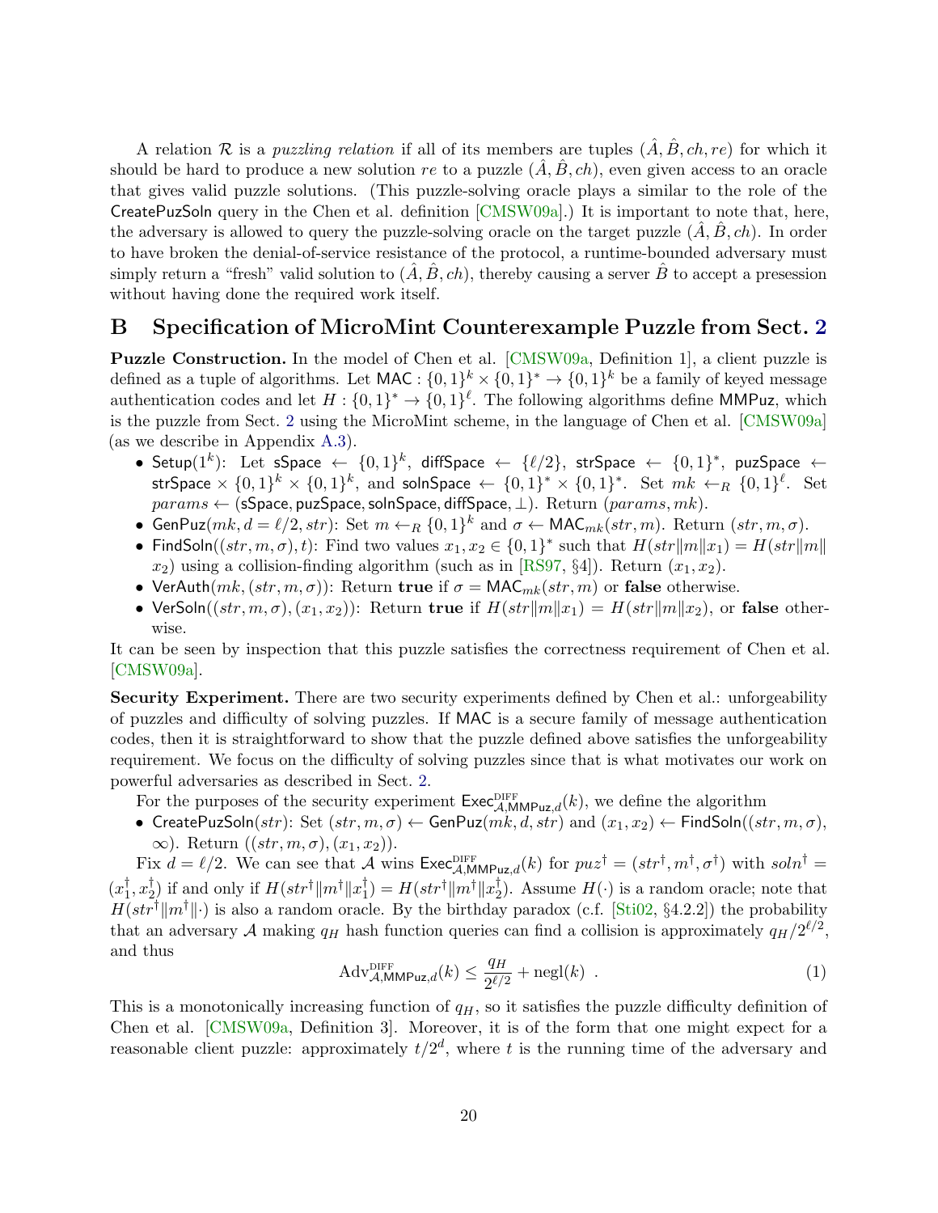A relation $\mathcal{R}$ is a *puzzling relation* if all of its members are tuples $(\hat{A}, \hat{B}, ch, re)$ for which it should be hard to produce a new solution $re$ to a puzzle $(\hat{A}, \hat{B}, ch)$, even given access to an oracle that gives valid puzzle solutions. (This puzzle-solving oracle plays a similar to the role of the CreatePuzSoln query in the Chen et al. definition [CMSW09a].) It is important to note that, here, the adversary is allowed to query the puzzle-solving oracle on the target puzzle $(\hat{A}, \hat{B}, ch)$. In order to have broken the denial-of-service resistance of the protocol, a runtime-bounded adversary must simply return a "fresh" valid solution to $(\hat{A}, \hat{B}, ch)$, thereby causing a server $\hat{B}$ to accept a presession without having done the required work itself.

## B Specification of MicroMint Counterexample Puzzle from Sect. 2

**Puzzle Construction.** In the model of Chen et al. [CMSW09a, Definition 1], a client puzzle is defined as a tuple of algorithms. Let $\mathsf{MAC} : \{0,1\}^k \times \{0,1\}^* \to \{0,1\}^k$ be a family of keyed message authentication codes and let $H : \{0,1\}^* \to \{0,1\}^\ell$. The following algorithms define $\mathsf{MMPuz}$, which is the puzzle from Sect. 2 using the MicroMint scheme, in the language of Chen et al. [CMSW09a] (as we describe in Appendix A.3).

- $\mathsf{Setup}(1^k)$: Let $\mathsf{sSpace} \leftarrow \{0,1\}^k$, $\mathsf{diffSpace} \leftarrow \{\ell/2\}$, $\mathsf{strSpace} \leftarrow \{0,1\}^*$, $\mathsf{puzSpace} \leftarrow \mathsf{strSpace} \times \{0,1\}^k \times \{0,1\}^k$, and $\mathsf{solnSpace} \leftarrow \{0,1\}^* \times \{0,1\}^*$. Set $mk \leftarrow_R \{0,1\}^\ell$. Set $params \leftarrow (\mathsf{sSpace}, \mathsf{puzSpace}, \mathsf{solnSpace}, \mathsf{diffSpace}, \perp)$. Return $(params, mk)$.
- $\mathsf{GenPuz}(mk, d = \ell/2, str)$: Set $m \leftarrow_R \{0,1\}^k$ and $\sigma \leftarrow \mathsf{MAC}_{mk}(str, m)$. Return $(str, m, \sigma)$.
- $\mathsf{FindSoln}((str, m, \sigma), t)$: Find two values $x_1, x_2 \in \{0,1\}^*$ such that $H(str\|m\|x_1) = H(str\|m\|x_2)$ using a collision-finding algorithm (such as in [RS97, §4]). Return $(x_1, x_2)$.
- $\mathsf{VerAuth}(mk, (str, m, \sigma))$: Return **true** if $\sigma = \mathsf{MAC}_{mk}(str, m)$ or **false** otherwise.
- $\mathsf{VerSoln}((str, m, \sigma), (x_1, x_2))$: Return **true** if $H(str\|m\|x_1) = H(str\|m\|x_2)$, or **false** otherwise.

It can be seen by inspection that this puzzle satisfies the correctness requirement of Chen et al. [CMSW09a].

**Security Experiment.** There are two security experiments defined by Chen et al.: unforgeability of puzzles and difficulty of solving puzzles. If MAC is a secure family of message authentication codes, then it is straightforward to show that the puzzle defined above satisfies the unforgeability requirement. We focus on the difficulty of solving puzzles since that is what motivates our work on powerful adversaries as described in Sect. 2.

For the purposes of the security experiment $\mathsf{Exec}^{\text{DIFF}}_{\mathcal{A},\mathsf{MMPuz},d}(k)$, we define the algorithm

- $\mathsf{CreatePuzSoln}(str)$: Set $(str, m, \sigma) \leftarrow \mathsf{GenPuz}(mk, d, str)$ and $(x_1, x_2) \leftarrow \mathsf{FindSoln}((str, m, \sigma), \infty)$. Return $((str, m, \sigma), (x_1, x_2))$.

Fix $d = \ell/2$. We can see that $\mathcal{A}$ wins $\mathsf{Exec}^{\text{DIFF}}_{\mathcal{A},\mathsf{MMPuz},d}(k)$ for $puz^\dagger = (str^\dagger, m^\dagger, \sigma^\dagger)$ with $soln^\dagger = (x_1^\dagger, x_2^\dagger)$ if and only if $H(str^\dagger\|m^\dagger\|x_1^\dagger) = H(str^\dagger\|m^\dagger\|x_2^\dagger)$. Assume $H(\cdot)$ is a random oracle; note that $H(str^\dagger\|m^\dagger\|\cdot)$ is also a random oracle. By the birthday paradox (c.f. [Sti02, §4.2.2]) the probability that an adversary $\mathcal{A}$ making $q_H$ hash function queries can find a collision is approximately $q_H/2^{\ell/2}$, and thus

$$\mathrm{Adv}^{\text{DIFF}}_{\mathcal{A},\mathsf{MMPuz},d}(k) \leq \frac{q_H}{2^{\ell/2}} + \mathrm{negl}(k) \ . \tag{1}$$

This is a monotonically increasing function of $q_H$, so it satisfies the puzzle difficulty definition of Chen et al. [CMSW09a, Definition 3]. Moreover, it is of the form that one might expect for a reasonable client puzzle: approximately $t/2^d$, where $t$ is the running time of the adversary and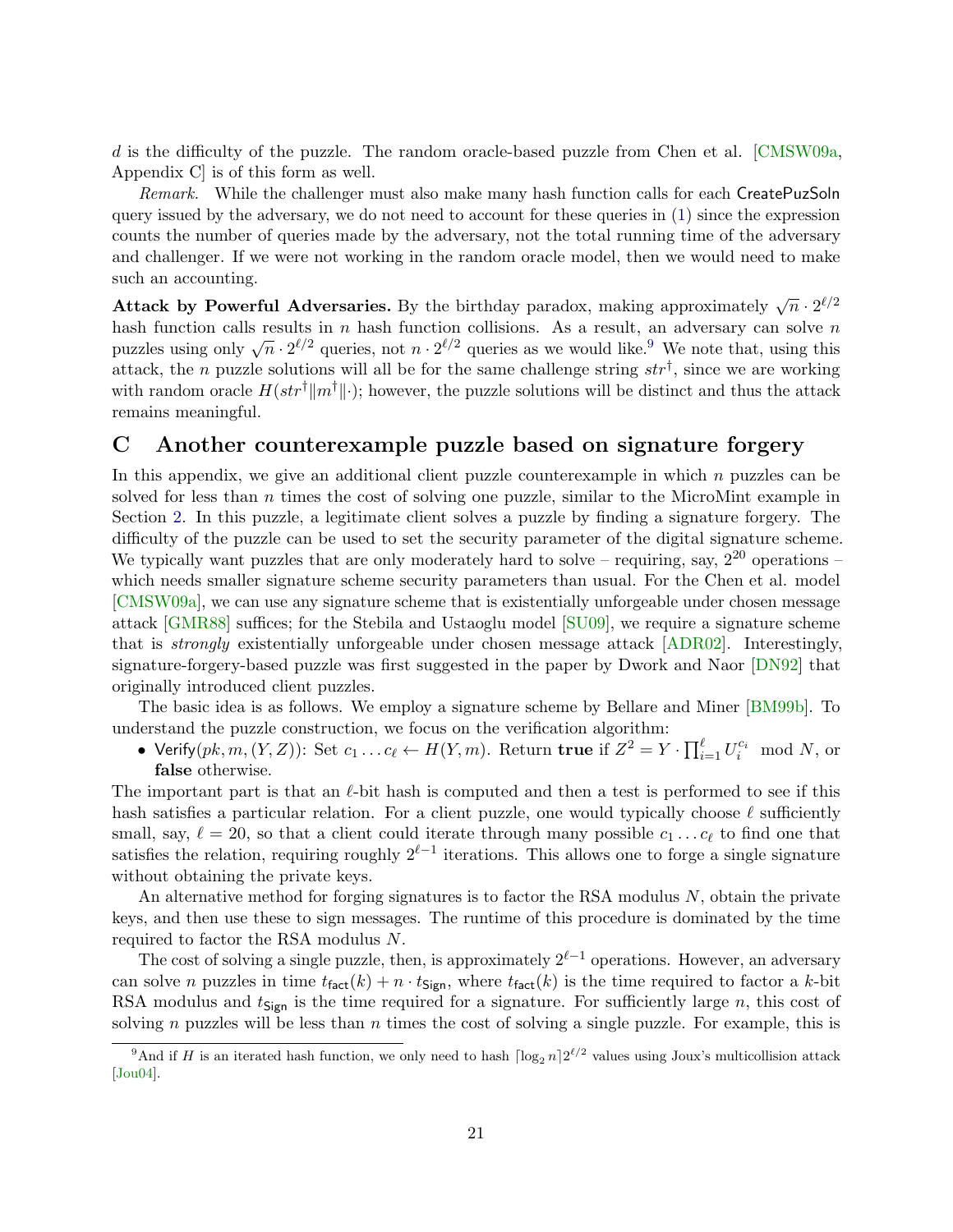$d$ is the difficulty of the puzzle. The random oracle-based puzzle from Chen et al. [CMSW09a, Appendix C] is of this form as well.

*Remark.* While the challenger must also make many hash function calls for each CreatePuzSoln query issued by the adversary, we do not need to account for these queries in (1) since the expression counts the number of queries made by the adversary, not the total running time of the adversary and challenger. If we were not working in the random oracle model, then we would need to make such an accounting.

**Attack by Powerful Adversaries.** By the birthday paradox, making approximately $\sqrt{n} \cdot 2^{\ell/2}$ hash function calls results in $n$ hash function collisions. As a result, an adversary can solve $n$ puzzles using only $\sqrt{n} \cdot 2^{\ell/2}$ queries, not $n \cdot 2^{\ell/2}$ queries as we would like.[9] We note that, using this attack, the $n$ puzzle solutions will all be for the same challenge string $str^\dagger$, since we are working with random oracle $H(str^\dagger \| m^\dagger \| \cdot)$; however, the puzzle solutions will be distinct and thus the attack remains meaningful.

# C Another counterexample puzzle based on signature forgery

In this appendix, we give an additional client puzzle counterexample in which $n$ puzzles can be solved for less than $n$ times the cost of solving one puzzle, similar to the MicroMint example in Section 2. In this puzzle, a legitimate client solves a puzzle by finding a signature forgery. The difficulty of the puzzle can be used to set the security parameter of the digital signature scheme. We typically want puzzles that are only moderately hard to solve – requiring, say, $2^{20}$ operations – which needs smaller signature scheme security parameters than usual. For the Chen et al. model [CMSW09a], we can use any signature scheme that is existentially unforgeable under chosen message attack [GMR88] suffices; for the Stebila and Ustaoglu model [SU09], we require a signature scheme that is *strongly* existentially unforgeable under chosen message attack [ADR02]. Interestingly, signature-forgery-based puzzle was first suggested in the paper by Dwork and Naor [DN92] that originally introduced client puzzles.

The basic idea is as follows. We employ a signature scheme by Bellare and Miner [BM99b]. To understand the puzzle construction, we focus on the verification algorithm:

- $\mathsf{Verify}(pk, m, (Y, Z))$: Set $c_1 \ldots c_\ell \leftarrow H(Y, m)$. Return **true** if $Z^2 = Y \cdot \prod_{i=1}^{\ell} U_i^{c_i} \mod N$, or **false** otherwise.

The important part is that an $\ell$-bit hash is computed and then a test is performed to see if this hash satisfies a particular relation. For a client puzzle, one would typically choose $\ell$ sufficiently small, say, $\ell = 20$, so that a client could iterate through many possible $c_1 \ldots c_\ell$ to find one that satisfies the relation, requiring roughly $2^{\ell-1}$ iterations. This allows one to forge a single signature without obtaining the private keys.

An alternative method for forging signatures is to factor the RSA modulus $N$, obtain the private keys, and then use these to sign messages. The runtime of this procedure is dominated by the time required to factor the RSA modulus $N$.

The cost of solving a single puzzle, then, is approximately $2^{\ell-1}$ operations. However, an adversary can solve $n$ puzzles in time $t_{\mathsf{fact}}(k) + n \cdot t_{\mathsf{Sign}}$, where $t_{\mathsf{fact}}(k)$ is the time required to factor a $k$-bit RSA modulus and $t_{\mathsf{Sign}}$ is the time required for a signature. For sufficiently large $n$, this cost of solving $n$ puzzles will be less than $n$ times the cost of solving a single puzzle. For example, this is

[9] And if $H$ is an iterated hash function, we only need to hash $\lceil \log_2 n \rceil 2^{\ell/2}$ values using Joux's multicollision attack [Jou04].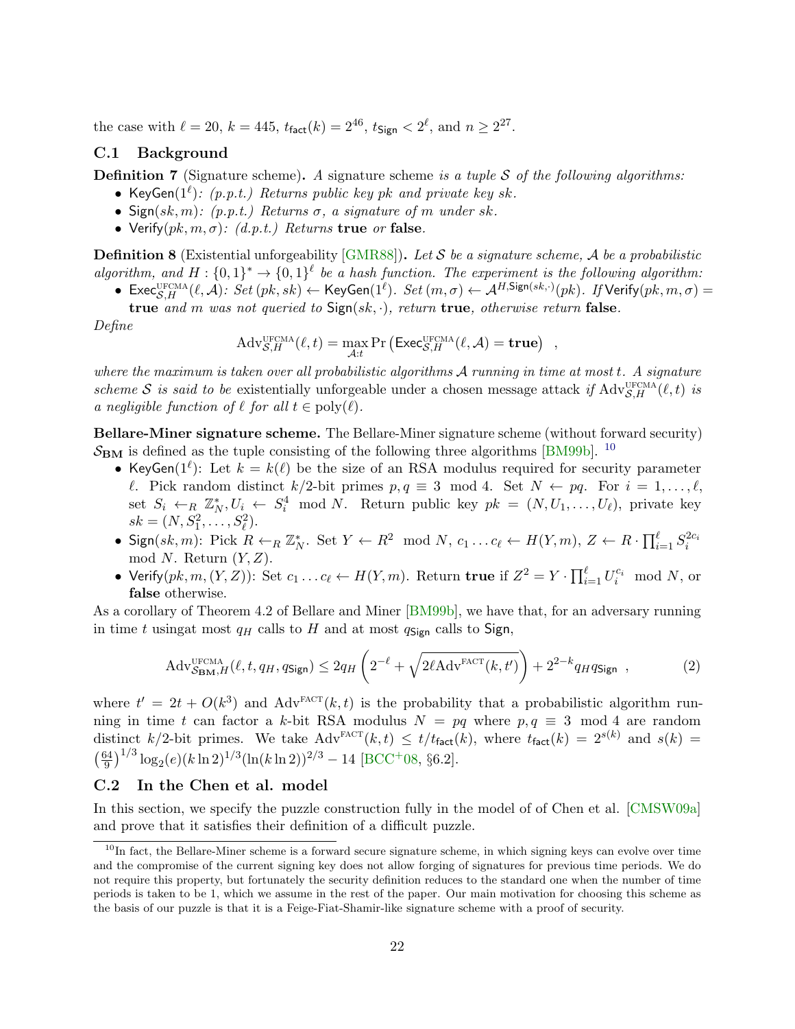the case with $\ell = 20$, $k = 445$, $t_{\mathsf{fact}}(k) = 2^{46}$, $t_{\mathsf{Sign}} < 2^{\ell}$, and $n \geq 2^{27}$.

### C.1 Background

**Definition 7** (Signature scheme)**.** *A signature scheme is a tuple $\mathcal{S}$ of the following algorithms:*

- $\mathsf{KeyGen}(1^\ell)$*: (p.p.t.) Returns public key $pk$ and private key $sk$.*
- $\mathsf{Sign}(sk, m)$*: (p.p.t.) Returns $\sigma$, a signature of $m$ under $sk$.*
- $\mathsf{Verify}(pk, m, \sigma)$*: (d.p.t.) Returns* **true** *or* **false**.

**Definition 8** (Existential unforgeability [GMR88])**.** *Let $\mathcal{S}$ be a signature scheme, $\mathcal{A}$ be a probabilistic algorithm, and $H : \{0,1\}^* \to \{0,1\}^\ell$ be a hash function. The experiment is the following algorithm:*

- $\mathsf{Exec}^{\text{UFCMA}}_{\mathcal{S},H}(\ell, \mathcal{A})$*: Set $(pk, sk) \leftarrow \mathsf{KeyGen}(1^\ell)$. Set $(m, \sigma) \leftarrow \mathcal{A}^{H, \mathsf{Sign}(sk,\cdot)}(pk)$. If $\mathsf{Verify}(pk, m, \sigma) =$* **true** *and $m$ was not queried to $\mathsf{Sign}(sk, \cdot)$, return* **true***, otherwise return* **false***.*

*Define*

$$\mathrm{Adv}^{\text{UFCMA}}_{\mathcal{S},H}(\ell, t) = \max_{\mathcal{A}:t} \Pr\left(\mathsf{Exec}^{\text{UFCMA}}_{\mathcal{S},H}(\ell, \mathcal{A}) = \textbf{true}\right) \quad ,$$

*where the maximum is taken over all probabilistic algorithms $\mathcal{A}$ running in time at most $t$. A signature scheme $\mathcal{S}$ is said to be* existentially unforgeable under a chosen message attack *if $\mathrm{Adv}^{\text{UFCMA}}_{\mathcal{S},H}(\ell, t)$ is a negligible function of $\ell$ for all $t \in \mathrm{poly}(\ell)$.*

**Bellare-Miner signature scheme.** The Bellare-Miner signature scheme (without forward security) $\mathcal{S}_{\mathbf{BM}}$ is defined as the tuple consisting of the following three algorithms [BM99b]. [10]

- $\mathsf{KeyGen}(1^\ell)$: Let $k = k(\ell)$ be the size of an RSA modulus required for security parameter $\ell$. Pick random distinct $k/2$-bit primes $p, q \equiv 3 \mod 4$. Set $N \leftarrow pq$. For $i = 1, \ldots, \ell$, set $S_i \leftarrow_R \mathbb{Z}_N^*, U_i \leftarrow S_i^4 \mod N$. Return public key $pk = (N, U_1, \ldots, U_\ell)$, private key $sk = (N, S_1^2, \ldots, S_\ell^2)$.
- $\mathsf{Sign}(sk, m)$: Pick $R \leftarrow_R \mathbb{Z}_N^*$. Set $Y \leftarrow R^2 \mod N$, $c_1 \ldots c_\ell \leftarrow H(Y, m)$, $Z \leftarrow R \cdot \prod_{i=1}^{\ell} S_i^{2c_i} \mod N$. Return $(Y, Z)$.
- $\mathsf{Verify}(pk, m, (Y, Z))$: Set $c_1 \ldots c_\ell \leftarrow H(Y, m)$. Return **true** if $Z^2 = Y \cdot \prod_{i=1}^{\ell} U_i^{c_i} \mod N$, or **false** otherwise.

As a corollary of Theorem 4.2 of Bellare and Miner [BM99b], we have that, for an adversary running in time $t$ usingat most $q_H$ calls to $H$ and at most $q_{\mathsf{Sign}}$ calls to $\mathsf{Sign}$,

$$\mathrm{Adv}^{\text{UFCMA}}_{\mathcal{S}_{\mathbf{BM}},H}(\ell, t, q_H, q_{\mathsf{Sign}}) \leq 2q_H \left(2^{-\ell} + \sqrt{2\ell \mathrm{Adv}^{\text{FACT}}(k, t')}\right) + 2^{2-k} q_H q_{\mathsf{Sign}} \quad , \tag{2}$$

where $t' = 2t + O(k^3)$ and $\mathrm{Adv}^{\text{FACT}}(k, t)$ is the probability that a probabilistic algorithm running in time $t$ can factor a $k$-bit RSA modulus $N = pq$ where $p, q \equiv 3 \mod 4$ are random distinct $k/2$-bit primes. We take $\mathrm{Adv}^{\text{FACT}}(k, t) \leq t/t_{\mathsf{fact}}(k)$, where $t_{\mathsf{fact}}(k) = 2^{s(k)}$ and $s(k) = \left(\frac{64}{9}\right)^{1/3} \log_2(e)(k \ln 2)^{1/3}(\ln(k \ln 2))^{2/3} - 14$ [BCC+08, §6.2].

### C.2 In the Chen et al. model

In this section, we specify the puzzle construction fully in the model of of Chen et al. [CMSW09a] and prove that it satisfies their definition of a difficult puzzle.

[10] In fact, the Bellare-Miner scheme is a forward secure signature scheme, in which signing keys can evolve over time and the compromise of the current signing key does not allow forging of signatures for previous time periods. We do not require this property, but fortunately the security definition reduces to the standard one when the number of time periods is taken to be 1, which we assume in the rest of the paper. Our main motivation for choosing this scheme as the basis of our puzzle is that it is a Feige-Fiat-Shamir-like signature scheme with a proof of security.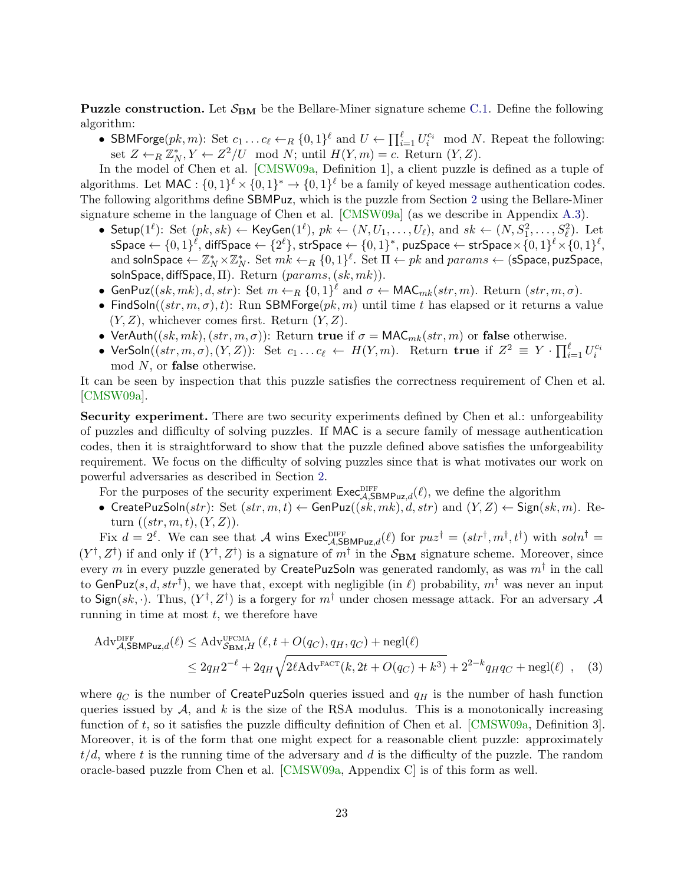**Puzzle construction.** Let $\mathcal{S}_{\mathbf{BM}}$ be the Bellare-Miner signature scheme C.1. Define the following algorithm:

- $\mathsf{SBMForge}(pk, m)$: Set $c_1 \dots c_\ell \leftarrow_R \{0,1\}^\ell$ and $U \leftarrow \prod_{i=1}^{\ell} U_i^{c_i} \mod N$. Repeat the following: set $Z \leftarrow_R \mathbb{Z}_N^*, Y \leftarrow Z^2/U \mod N$; until $H(Y, m) = c$. Return $(Y, Z)$.

In the model of Chen et al. [CMSW09a, Definition 1], a client puzzle is defined as a tuple of algorithms. Let $\mathsf{MAC} : \{0,1\}^\ell \times \{0,1\}^* \to \{0,1\}^\ell$ be a family of keyed message authentication codes. The following algorithms define $\mathsf{SBMPuz}$, which is the puzzle from Section 2 using the Bellare-Miner signature scheme in the language of Chen et al. [CMSW09a] (as we describe in Appendix A.3).

- $\mathsf{Setup}(1^\ell)$: Set $(pk, sk) \leftarrow \mathsf{KeyGen}(1^\ell)$, $pk \leftarrow (N, U_1, \dots, U_\ell)$, and $sk \leftarrow (N, S_1^2, \dots, S_\ell^2)$. Let $\mathsf{sSpace} \leftarrow \{0,1\}^\ell$, $\mathsf{diffSpace} \leftarrow \{2^\ell\}$, $\mathsf{strSpace} \leftarrow \{0,1\}^*$, $\mathsf{puzSpace} \leftarrow \mathsf{strSpace} \times \{0,1\}^\ell \times \{0,1\}^\ell$, and $\mathsf{solnSpace} \leftarrow \mathbb{Z}_N^* \times \mathbb{Z}_N^*$. Set $mk \leftarrow_R \{0,1\}^\ell$. Set $\Pi \leftarrow pk$ and $params \leftarrow (\mathsf{sSpace}, \mathsf{puzSpace}, \mathsf{solnSpace}, \mathsf{diffSpace}, \Pi)$. Return $(params, (sk, mk))$.
- $\mathsf{GenPuz}((sk, mk), d, str)$: Set $m \leftarrow_R \{0,1\}^\ell$ and $\sigma \leftarrow \mathsf{MAC}_{mk}(str, m)$. Return $(str, m, \sigma)$.
- $\mathsf{FindSoln}((str, m, \sigma), t)$: Run $\mathsf{SBMForge}(pk, m)$ until time $t$ has elapsed or it returns a value $(Y, Z)$, whichever comes first. Return $(Y, Z)$.
- $\mathsf{VerAuth}((sk, mk), (str, m, \sigma))$: Return **true** if $\sigma = \mathsf{MAC}_{mk}(str, m)$ or **false** otherwise.
- $\mathsf{VerSoln}((str, m, \sigma), (Y, Z))$: Set $c_1 \dots c_\ell \leftarrow H(Y, m)$. Return **true** if $Z^2 \equiv Y \cdot \prod_{i=1}^{\ell} U_i^{c_i} \mod N$, or **false** otherwise.

It can be seen by inspection that this puzzle satisfies the correctness requirement of Chen et al. [CMSW09a].

**Security experiment.** There are two security experiments defined by Chen et al.: unforgeability of puzzles and difficulty of solving puzzles. If $\mathsf{MAC}$ is a secure family of message authentication codes, then it is straightforward to show that the puzzle defined above satisfies the unforgeability requirement. We focus on the difficulty of solving puzzles since that is what motivates our work on powerful adversaries as described in Section 2.

For the purposes of the security experiment $\mathsf{Exec}^{\text{DIFF}}_{\mathcal{A},\mathsf{SBMPuz},d}(\ell)$, we define the algorithm

- $\mathsf{CreatePuzSoln}(str)$: Set $(str, m, t) \leftarrow \mathsf{GenPuz}((sk, mk), d, str)$ and $(Y, Z) \leftarrow \mathsf{Sign}(sk, m)$. Return $((str, m, t), (Y, Z))$.

Fix $d = 2^\ell$. We can see that $\mathcal{A}$ wins $\mathsf{Exec}^{\text{DIFF}}_{\mathcal{A},\mathsf{SBMPuz},d}(\ell)$ for $puz^\dagger = (str^\dagger, m^\dagger, t^\dagger)$ with $soln^\dagger = (Y^\dagger, Z^\dagger)$ if and only if $(Y^\dagger, Z^\dagger)$ is a signature of $m^\dagger$ in the $\mathcal{S}_{\mathbf{BM}}$ signature scheme. Moreover, since every $m$ in every puzzle generated by $\mathsf{CreatePuzSoln}$ was generated randomly, as was $m^\dagger$ in the call to $\mathsf{GenPuz}(s, d, str^\dagger)$, we have that, except with negligible (in $\ell$) probability, $m^\dagger$ was never an input to $\mathsf{Sign}(sk, \cdot)$. Thus, $(Y^\dagger, Z^\dagger)$ is a forgery for $m^\dagger$ under chosen message attack. For an adversary $\mathcal{A}$ running in time at most $t$, we therefore have

$$\begin{aligned}
\mathrm{Adv}^{\text{DIFF}}_{\mathcal{A},\mathsf{SBMPuz},d}(\ell) &\le \mathrm{Adv}^{\text{UFCMA}}_{\mathcal{S}_{\mathbf{BM}},H}\left(\ell, t + O(q_C), q_H, q_C\right) + \mathrm{negl}(\ell) \\
&\le 2q_H 2^{-\ell} + 2q_H\sqrt{2\ell \mathrm{Adv}^{\text{FACT}}(k, 2t + O(q_C) + k^3)} + 2^{2-k} q_H q_C + \mathrm{negl}(\ell) \ , \quad (3)
\end{aligned}$$

where $q_C$ is the number of $\mathsf{CreatePuzSoln}$ queries issued and $q_H$ is the number of hash function queries issued by $\mathcal{A}$, and $k$ is the size of the RSA modulus. This is a monotonically increasing function of $t$, so it satisfies the puzzle difficulty definition of Chen et al. [CMSW09a, Definition 3]. Moreover, it is of the form that one might expect for a reasonable client puzzle: approximately $t/d$, where $t$ is the running time of the adversary and $d$ is the difficulty of the puzzle. The random oracle-based puzzle from Chen et al. [CMSW09a, Appendix C] is of this form as well.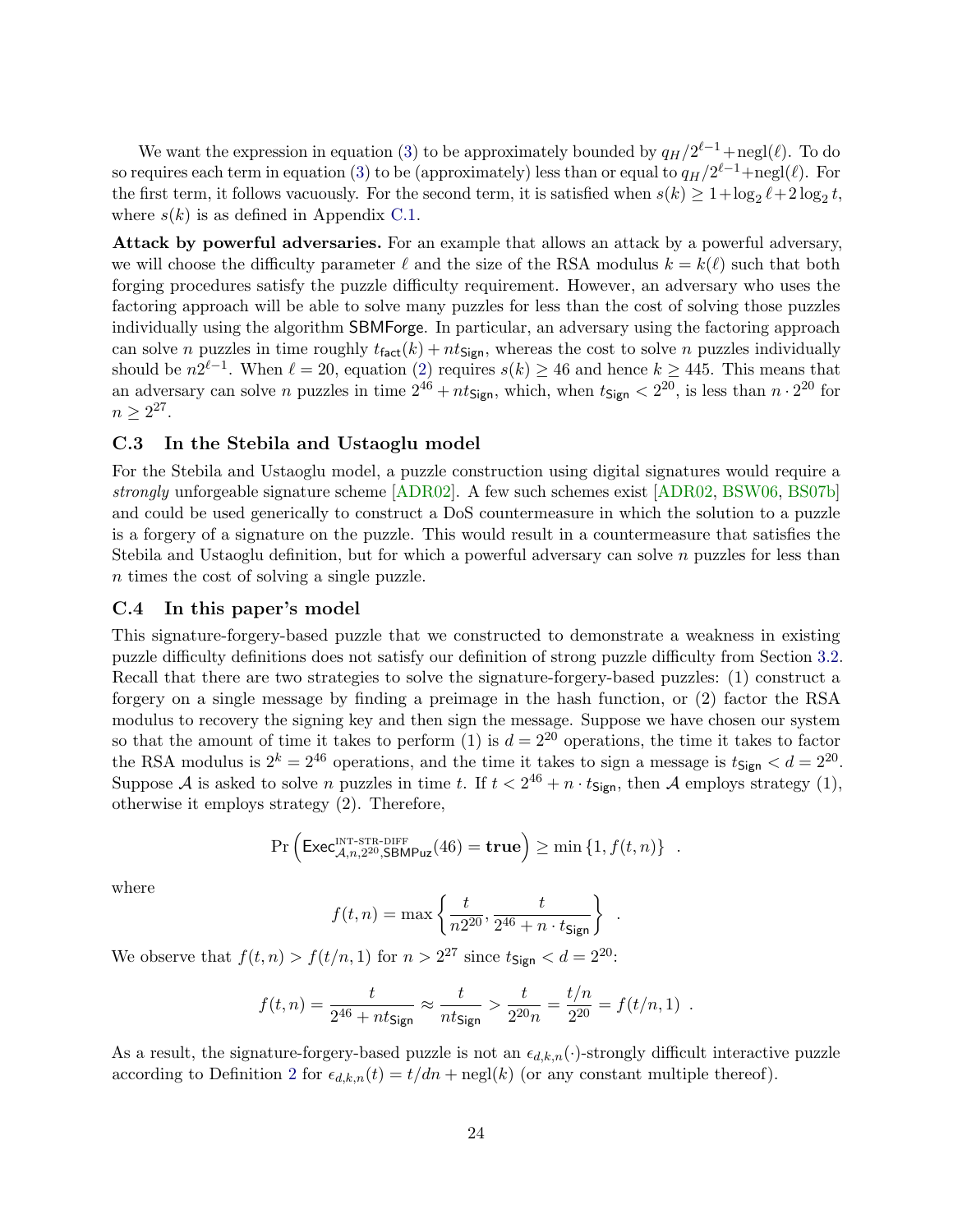We want the expression in equation (3) to be approximately bounded by $q_H/2^{\ell-1}+\text{negl}(\ell)$. To do so requires each term in equation (3) to be (approximately) less than or equal to $q_H/2^{\ell-1}+\text{negl}(\ell)$. For the first term, it follows vacuously. For the second term, it is satisfied when $s(k) \geq 1+\log_2 \ell+2\log_2 t$, where $s(k)$ is as defined in Appendix C.1.

**Attack by powerful adversaries.** For an example that allows an attack by a powerful adversary, we will choose the difficulty parameter $\ell$ and the size of the RSA modulus $k = k(\ell)$ such that both forging procedures satisfy the puzzle difficulty requirement. However, an adversary who uses the factoring approach will be able to solve many puzzles for less than the cost of solving those puzzles individually using the algorithm $\mathsf{SBMForge}$. In particular, an adversary using the factoring approach can solve $n$ puzzles in time roughly $t_{\mathsf{fact}}(k) + nt_{\mathsf{Sign}}$, whereas the cost to solve $n$ puzzles individually should be $n2^{\ell-1}$. When $\ell = 20$, equation (2) requires $s(k) \geq 46$ and hence $k \geq 445$. This means that an adversary can solve $n$ puzzles in time $2^{46} + nt_{\mathsf{Sign}}$, which, when $t_{\mathsf{Sign}} < 2^{20}$, is less than $n \cdot 2^{20}$ for $n \geq 2^{27}$.

### C.3 In the Stebila and Ustaoglu model

For the Stebila and Ustaoglu model, a puzzle construction using digital signatures would require a *strongly* unforgeable signature scheme [ADR02]. A few such schemes exist [ADR02, BSW06, BS07b] and could be used generically to construct a DoS countermeasure in which the solution to a puzzle is a forgery of a signature on the puzzle. This would result in a countermeasure that satisfies the Stebila and Ustaoglu definition, but for which a powerful adversary can solve $n$ puzzles for less than $n$ times the cost of solving a single puzzle.

### C.4 In this paper's model

This signature-forgery-based puzzle that we constructed to demonstrate a weakness in existing puzzle difficulty definitions does not satisfy our definition of strong puzzle difficulty from Section 3.2. Recall that there are two strategies to solve the signature-forgery-based puzzles: (1) construct a forgery on a single message by finding a preimage in the hash function, or (2) factor the RSA modulus to recovery the signing key and then sign the message. Suppose we have chosen our system so that the amount of time it takes to perform (1) is $d = 2^{20}$ operations, the time it takes to factor the RSA modulus is $2^k = 2^{46}$ operations, and the time it takes to sign a message is $t_{\mathsf{Sign}} < d = 2^{20}$. Suppose $\mathcal{A}$ is asked to solve $n$ puzzles in time $t$. If $t < 2^{46} + n \cdot t_{\mathsf{Sign}}$, then $\mathcal{A}$ employs strategy (1), otherwise it employs strategy (2). Therefore,

$$\Pr\left(\mathsf{Exec}^{\text{INT-STR-DIFF}}_{\mathcal{A},n,2^{20},\mathsf{SBMPuz}}(46) = \mathbf{true}\right) \geq \min\left\{1, f(t,n)\right\} \ .$$

where

$$f(t,n) = \max\left\{\frac{t}{n2^{20}}, \frac{t}{2^{46} + n \cdot t_{\mathsf{Sign}}}\right\} \ .$$

We observe that $f(t,n) > f(t/n, 1)$ for $n > 2^{27}$ since $t_{\mathsf{Sign}} < d = 2^{20}$:

$$f(t,n) = \frac{t}{2^{46} + nt_{\mathsf{Sign}}} \approx \frac{t}{nt_{\mathsf{Sign}}} > \frac{t}{2^{20}n} = \frac{t/n}{2^{20}} = f(t/n, 1) \ .$$

As a result, the signature-forgery-based puzzle is not an $\epsilon_{d,k,n}(\cdot)$-strongly difficult interactive puzzle according to Definition 2 for $\epsilon_{d,k,n}(t) = t/dn + \text{negl}(k)$ (or any constant multiple thereof).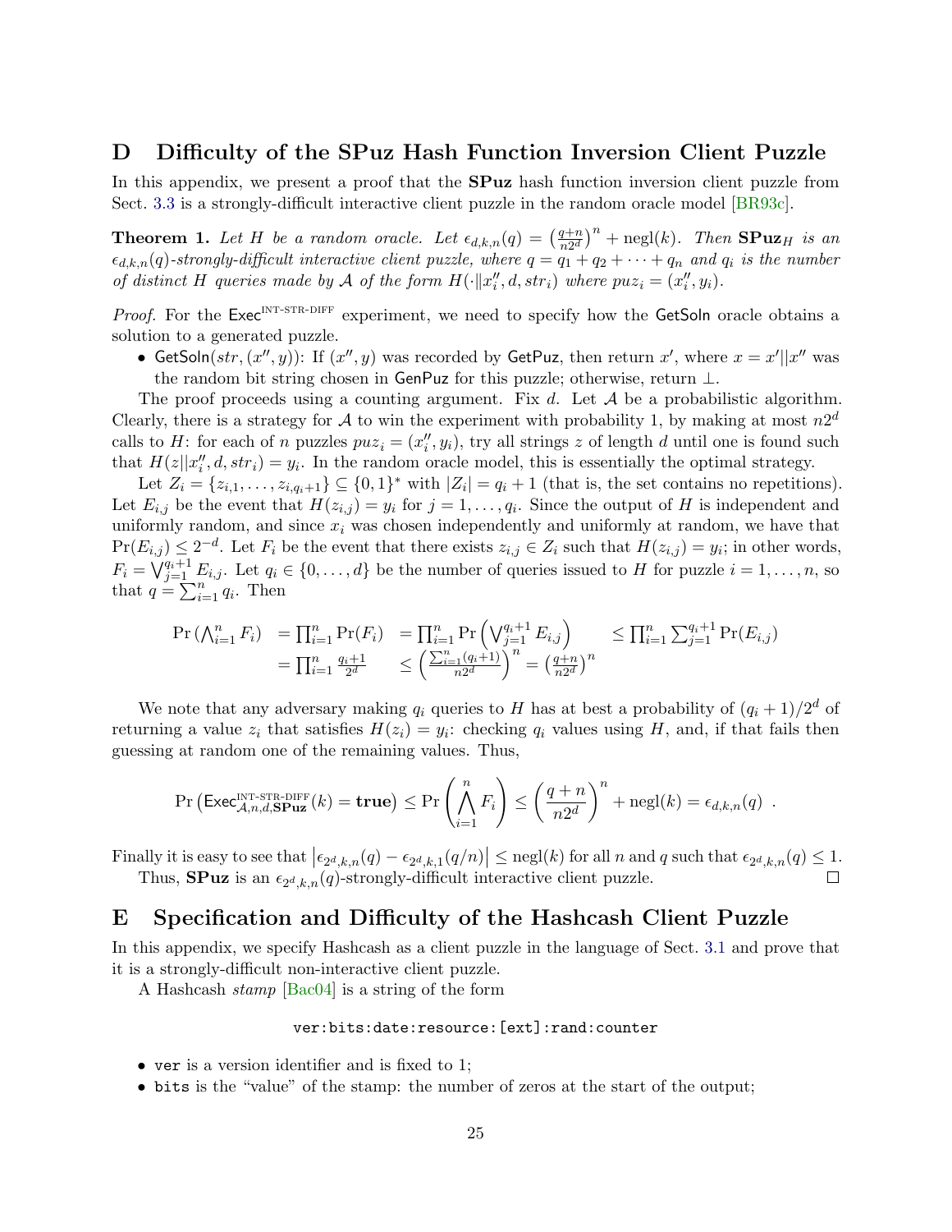## D Difficulty of the SPuz Hash Function Inversion Client Puzzle

In this appendix, we present a proof that the **SPuz** hash function inversion client puzzle from Sect. 3.3 is a strongly-difficult interactive client puzzle in the random oracle model [BR93c].

**Theorem 1.** *Let $H$ be a random oracle. Let $\epsilon_{d,k,n}(q) = \left(\frac{q+n}{n2^d}\right)^n + \mathrm{negl}(k)$. Then $\mathbf{SPuz}_H$ is an $\epsilon_{d,k,n}(q)$-strongly-difficult interactive client puzzle, where $q = q_1 + q_2 + \cdots + q_n$ and $q_i$ is the number of distinct $H$ queries made by $\mathcal{A}$ of the form $H(\cdot \| x''_i, d, str_i)$ where $puz_i = (x''_i, y_i)$.*

*Proof.* For the $\mathsf{Exec}^{\text{INT-STR-DIFF}}$ experiment, we need to specify how the $\mathsf{GetSoln}$ oracle obtains a solution to a generated puzzle.

- $\mathsf{GetSoln}(str, (x'', y))$: If $(x'', y)$ was recorded by $\mathsf{GetPuz}$, then return $x'$, where $x = x' \| x''$ was the random bit string chosen in $\mathsf{GenPuz}$ for this puzzle; otherwise, return $\perp$.

The proof proceeds using a counting argument. Fix $d$. Let $\mathcal{A}$ be a probabilistic algorithm. Clearly, there is a strategy for $\mathcal{A}$ to win the experiment with probability 1, by making at most $n2^d$ calls to $H$: for each of $n$ puzzles $puz_i = (x''_i, y_i)$, try all strings $z$ of length $d$ until one is found such that $H(z \| x''_i, d, str_i) = y_i$. In the random oracle model, this is essentially the optimal strategy.

Let $Z_i = \{z_{i,1}, \ldots, z_{i,q_i+1}\} \subseteq \{0,1\}^*$ with $|Z_i| = q_i + 1$ (that is, the set contains no repetitions). Let $E_{i,j}$ be the event that $H(z_{i,j}) = y_i$ for $j = 1, \ldots, q_i$. Since the output of $H$ is independent and uniformly random, and since $x_i$ was chosen independently and uniformly at random, we have that $\Pr(E_{i,j}) \leq 2^{-d}$. Let $F_i$ be the event that there exists $z_{i,j} \in Z_i$ such that $H(z_{i,j}) = y_i$; in other words, $F_i = \bigvee_{j=1}^{q_i+1} E_{i,j}$. Let $q_i \in \{0, \ldots, d\}$ be the number of queries issued to $H$ for puzzle $i = 1, \ldots, n$, so that $q = \sum_{i=1}^n q_i$. Then

$$
\begin{aligned}
\Pr\left(\bigwedge_{i=1}^n F_i\right) &= \prod_{i=1}^n \Pr(F_i) = \prod_{i=1}^n \Pr\left(\bigvee_{j=1}^{q_i+1} E_{i,j}\right) \leq \prod_{i=1}^n \sum_{j=1}^{q_i+1} \Pr(E_{i,j}) \\
&= \prod_{i=1}^n \frac{q_i+1}{2^d} \leq \left(\frac{\sum_{i=1}^n (q_i+1)}{n2^d}\right)^n = \left(\frac{q+n}{n2^d}\right)^n
\end{aligned}
$$

We note that any adversary making $q_i$ queries to $H$ has at best a probability of $(q_i+1)/2^d$ of returning a value $z_i$ that satisfies $H(z_i) = y_i$: checking $q_i$ values using $H$, and, if that fails then guessing at random one of the remaining values. Thus,

$$
\Pr\left(\mathsf{Exec}^{\text{INT-STR-DIFF}}_{\mathcal{A},n,d,\mathbf{SPuz}}(k) = \mathbf{true}\right) \leq \Pr\left(\bigwedge_{i=1}^n F_i\right) \leq \left(\frac{q+n}{n2^d}\right)^n + \mathrm{negl}(k) = \epsilon_{d,k,n}(q) \enspace .
$$

Finally it is easy to see that $\left|\epsilon_{2^d,k,n}(q) - \epsilon_{2^d,k,1}(q/n)\right| \leq \mathrm{negl}(k)$ for all $n$ and $q$ such that $\epsilon_{2^d,k,n}(q) \leq 1$.

Thus, **SPuz** is an $\epsilon_{2^d,k,n}(q)$-strongly-difficult interactive client puzzle. $\square$

## E Specification and Difficulty of the Hashcash Client Puzzle

In this appendix, we specify Hashcash as a client puzzle in the language of Sect. 3.1 and prove that it is a strongly-difficult non-interactive client puzzle.

A Hashcash *stamp* [Bac04] is a string of the form

```
ver:bits:date:resource:[ext]:rand:counter
```

- `ver` is a version identifier and is fixed to 1;
- `bits` is the "value" of the stamp: the number of zeros at the start of the output;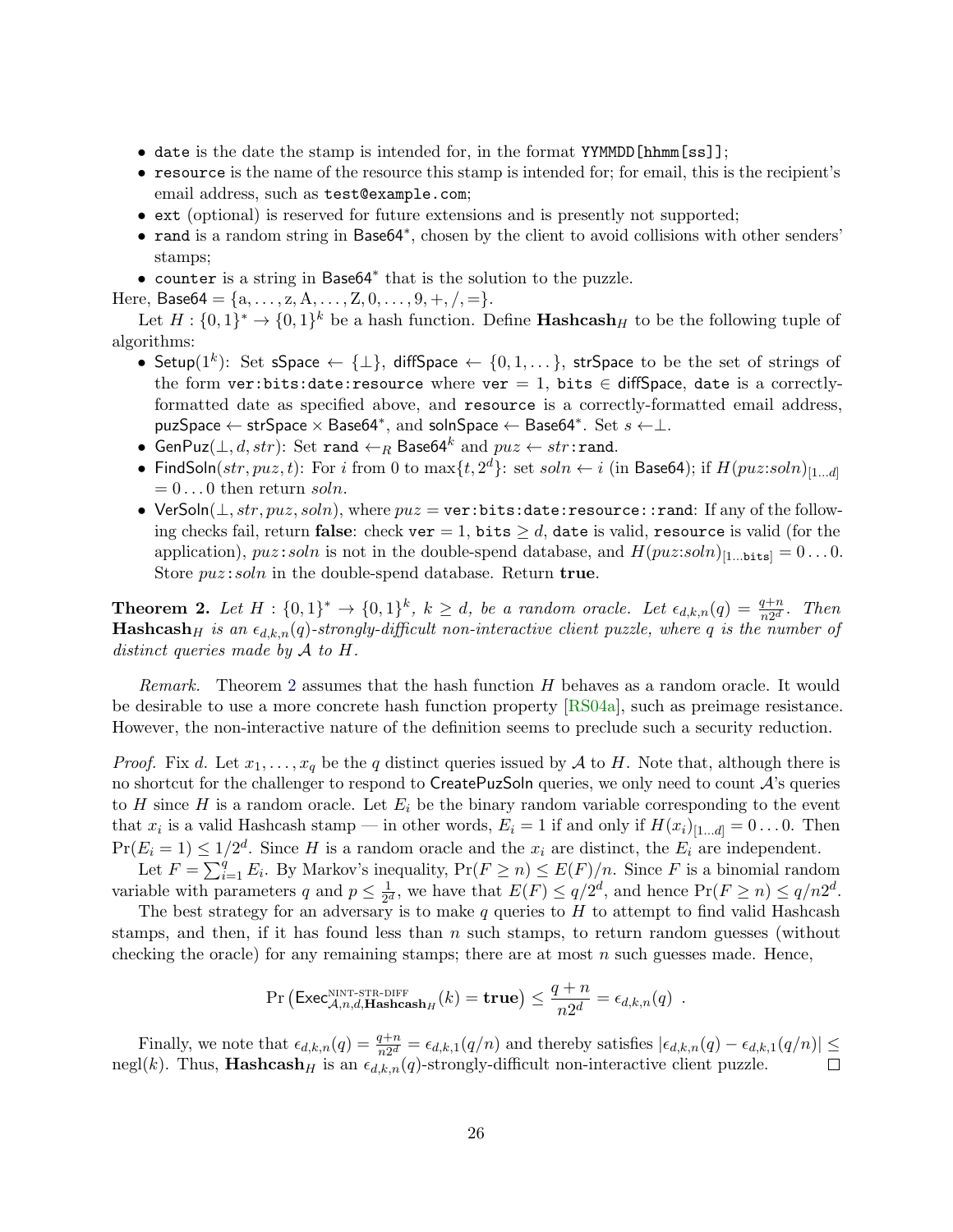- `date` is the date the stamp is intended for, in the format `YYMMDD[hhmm[ss]]`;
- `resource` is the name of the resource this stamp is intended for; for email, this is the recipient's email address, such as `test@example.com`;
- `ext` (optional) is reserved for future extensions and is presently not supported;
- `rand` is a random string in $\mathsf{Base64}^*$, chosen by the client to avoid collisions with other senders' stamps;
- `counter` is a string in $\mathsf{Base64}^*$ that is the solution to the puzzle.

Here, $\mathsf{Base64} = \{\mathrm{a}, \ldots, \mathrm{z}, \mathrm{A}, \ldots, \mathrm{Z}, 0, \ldots, 9, +, /, =\}$.

Let $H : \{0,1\}^* \to \{0,1\}^k$ be a hash function. Define $\mathbf{Hashcash}_H$ to be the following tuple of algorithms:

- $\mathsf{Setup}(1^k)$: Set $\mathsf{sSpace} \leftarrow \{\perp\}$, $\mathsf{diffSpace} \leftarrow \{0, 1, \ldots\}$, $\mathsf{strSpace}$ to be the set of strings of the form `ver:bits:date:resource` where `ver` $= 1$, `bits` $\in \mathsf{diffSpace}$, `date` is a correctly-formatted date as specified above, and `resource` is a correctly-formatted email address, $\mathsf{puzSpace} \leftarrow \mathsf{strSpace} \times \mathsf{Base64}^*$, and $\mathsf{solnSpace} \leftarrow \mathsf{Base64}^*$. Set $s \leftarrow \perp$.
- $\mathsf{GenPuz}(\perp, d, str)$: Set `rand` $\leftarrow_R \mathsf{Base64}^k$ and $puz \leftarrow str$`:rand`.
- $\mathsf{FindSoln}(str, puz, t)$: For $i$ from 0 to $\max\{t, 2^d\}$: set $soln \leftarrow i$ (in $\mathsf{Base64}$); if $H(puz{:}soln)_{[1\ldots d]} = 0\ldots0$ then return $soln$.
- $\mathsf{VerSoln}(\perp, str, puz, soln)$, where $puz =$ `ver:bits:date:resource::rand`: If any of the following checks fail, return **false**: check `ver` $= 1$, `bits` $\geq d$, `date` is valid, `resource` is valid (for the application), $puz$`:`$soln$ is not in the double-spend database, and $H(puz{:}soln)_{[1\ldots\texttt{bits}]} = 0\ldots0$. Store $puz$`:`$soln$ in the double-spend database. Return **true**.

**Theorem 2.** *Let $H : \{0,1\}^* \to \{0,1\}^k$, $k \geq d$, be a random oracle. Let $\epsilon_{d,k,n}(q) = \frac{q+n}{n2^d}$. Then $\mathbf{Hashcash}_H$ is an $\epsilon_{d,k,n}(q)$-strongly-difficult non-interactive client puzzle, where $q$ is the number of distinct queries made by $\mathcal{A}$ to $H$.*

*Remark.* Theorem 2 assumes that the hash function $H$ behaves as a random oracle. It would be desirable to use a more concrete hash function property [RS04a], such as preimage resistance. However, the non-interactive nature of the definition seems to preclude such a security reduction.

*Proof.* Fix $d$. Let $x_1, \ldots, x_q$ be the $q$ distinct queries issued by $\mathcal{A}$ to $H$. Note that, although there is no shortcut for the challenger to respond to $\mathsf{CreatePuzSoln}$ queries, we only need to count $\mathcal{A}$'s queries to $H$ since $H$ is a random oracle. Let $E_i$ be the binary random variable corresponding to the event that $x_i$ is a valid Hashcash stamp — in other words, $E_i = 1$ if and only if $H(x_i)_{[1\ldots d]} = 0\ldots0$. Then $\Pr(E_i = 1) \leq 1/2^d$. Since $H$ is a random oracle and the $x_i$ are distinct, the $E_i$ are independent.

Let $F = \sum_{i=1}^q E_i$. By Markov's inequality, $\Pr(F \geq n) \leq E(F)/n$. Since $F$ is a binomial random variable with parameters $q$ and $p \leq \frac{1}{2^d}$, we have that $E(F) \leq q/2^d$, and hence $\Pr(F \geq n) \leq q/n2^d$.

The best strategy for an adversary is to make $q$ queries to $H$ to attempt to find valid Hashcash stamps, and then, if it has found less than $n$ such stamps, to return random guesses (without checking the oracle) for any remaining stamps; there are at most $n$ such guesses made. Hence,

$$\Pr\left(\mathsf{Exec}^{\text{NINT-STR-DIFF}}_{\mathcal{A},n,d,\mathbf{Hashcash}_H}(k) = \mathbf{true}\right) \leq \frac{q+n}{n2^d} = \epsilon_{d,k,n}(q) \ .$$

Finally, we note that $\epsilon_{d,k,n}(q) = \frac{q+n}{n2^d} = \epsilon_{d,k,1}(q/n)$ and thereby satisfies $|\epsilon_{d,k,n}(q) - \epsilon_{d,k,1}(q/n)| \leq \mathrm{negl}(k)$. Thus, $\mathbf{Hashcash}_H$ is an $\epsilon_{d,k,n}(q)$-strongly-difficult non-interactive client puzzle. $\square$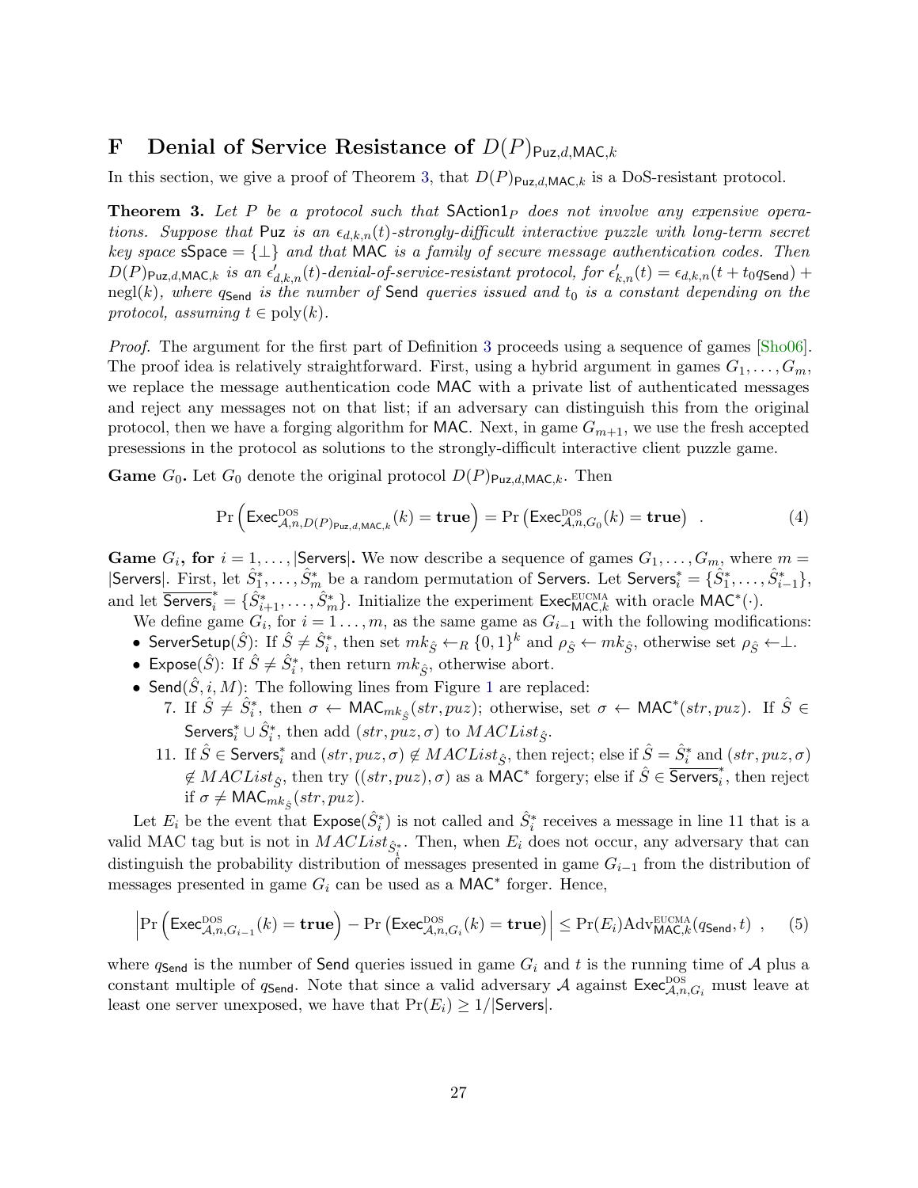# F Denial of Service Resistance of $D(P)_{\mathsf{Puz},d,\mathsf{MAC},k}$

In this section, we give a proof of Theorem 3, that $D(P)_{\mathsf{Puz},d,\mathsf{MAC},k}$ is a DoS-resistant protocol.

**Theorem 3.** *Let $P$ be a protocol such that $\mathsf{SAction1}_P$ does not involve any expensive operations. Suppose that $\mathsf{Puz}$ is an $\epsilon_{d,k,n}(t)$-strongly-difficult interactive puzzle with long-term secret key space $\mathsf{sSpace} = \{\bot\}$ and that $\mathsf{MAC}$ is a family of secure message authentication codes. Then $D(P)_{\mathsf{Puz},d,\mathsf{MAC},k}$ is an $\epsilon'_{d,k,n}(t)$-denial-of-service-resistant protocol, for $\epsilon'_{k,n}(t) = \epsilon_{d,k,n}(t + t_0 q_{\mathsf{Send}}) + \mathrm{negl}(k)$, where $q_{\mathsf{Send}}$ is the number of $\mathsf{Send}$ queries issued and $t_0$ is a constant depending on the protocol, assuming $t \in \mathrm{poly}(k)$.*

*Proof.* The argument for the first part of Definition 3 proceeds using a sequence of games [Sho06]. The proof idea is relatively straightforward. First, using a hybrid argument in games $G_1, \ldots, G_m$, we replace the message authentication code $\mathsf{MAC}$ with a private list of authenticated messages and reject any messages not on that list; if an adversary can distinguish this from the original protocol, then we have a forging algorithm for $\mathsf{MAC}$. Next, in game $G_{m+1}$, we use the fresh accepted presessions in the protocol as solutions to the strongly-difficult interactive client puzzle game.

**Game $G_0$.** Let $G_0$ denote the original protocol $D(P)_{\mathsf{Puz},d,\mathsf{MAC},k}$. Then

$$\Pr\left(\mathsf{Exec}^{\mathrm{DOS}}_{\mathcal{A},n,D(P)_{\mathsf{Puz},d,\mathsf{MAC},k}}(k) = \mathbf{true}\right) = \Pr\left(\mathsf{Exec}^{\mathrm{DOS}}_{\mathcal{A},n,G_0}(k) = \mathbf{true}\right) \ . \tag{4}$$

**Game $G_i$, for $i = 1, \ldots, |\mathsf{Servers}|$.** We now describe a sequence of games $G_1, \ldots, G_m$, where $m = |\mathsf{Servers}|$. First, let $\hat{S}^*_1, \ldots, \hat{S}^*_m$ be a random permutation of $\mathsf{Servers}$. Let $\mathsf{Servers}^*_i = \{\hat{S}^*_1, \ldots, \hat{S}^*_{i-1}\}$, and let $\overline{\mathsf{Servers}}^*_i = \{\hat{S}^*_{i+1}, \ldots, \hat{S}^*_m\}$. Initialize the experiment $\mathsf{Exec}^{\mathrm{EUCMA}}_{\mathsf{MAC},k}$ with oracle $\mathsf{MAC}^*(\cdot)$.

We define game $G_i$, for $i = 1 \ldots, m$, as the same game as $G_{i-1}$ with the following modifications:

- $\mathsf{ServerSetup}(\hat{S})$: If $\hat{S} \neq \hat{S}^*_i$, then set $mk_{\hat{S}} \leftarrow_R \{0,1\}^k$ and $\rho_{\hat{S}} \leftarrow mk_{\hat{S}}$, otherwise set $\rho_{\hat{S}} \leftarrow \bot$.
- $\mathsf{Expose}(\hat{S})$: If $\hat{S} \neq \hat{S}^*_i$, then return $mk_{\hat{S}}$, otherwise abort.
- $\mathsf{Send}(\hat{S}, i, M)$: The following lines from Figure 1 are replaced:
  7. If $\hat{S} \neq \hat{S}^*_i$, then $\sigma \leftarrow \mathsf{MAC}_{mk_{\hat{S}}}(str, puz)$; otherwise, set $\sigma \leftarrow \mathsf{MAC}^*(str, puz)$. If $\hat{S} \in \mathsf{Servers}^*_i \cup \hat{S}^*_i$, then add $(str, puz, \sigma)$ to $MACList_{\hat{S}}$.
  11. If $\hat{S} \in \mathsf{Servers}^*_i$ and $(str, puz, \sigma) \notin MACList_{\hat{S}}$, then reject; else if $\hat{S} = \hat{S}^*_i$ and $(str, puz, \sigma) \notin MACList_{\hat{S}}$, then try $((str, puz), \sigma)$ as a $\mathsf{MAC}^*$ forgery; else if $\hat{S} \in \overline{\mathsf{Servers}}^*_i$, then reject if $\sigma \neq \mathsf{MAC}_{mk_{\hat{S}}}(str, puz)$.

Let $E_i$ be the event that $\mathsf{Expose}(\hat{S}^*_i)$ is not called and $\hat{S}^*_i$ receives a message in line 11 that is a valid MAC tag but is not in $MACList_{\hat{S}^*_i}$. Then, when $E_i$ does not occur, any adversary that can distinguish the probability distribution of messages presented in game $G_{i-1}$ from the distribution of messages presented in game $G_i$ can be used as a $\mathsf{MAC}^*$ forger. Hence,

$$\left|\Pr\left(\mathsf{Exec}^{\mathrm{DOS}}_{\mathcal{A},n,G_{i-1}}(k) = \mathbf{true}\right) - \Pr\left(\mathsf{Exec}^{\mathrm{DOS}}_{\mathcal{A},n,G_i}(k) = \mathbf{true}\right)\right| \leq \Pr(E_i)\mathrm{Adv}^{\mathrm{EUCMA}}_{\mathsf{MAC},k}(q_{\mathsf{Send}}, t) \ , \tag{5}$$

where $q_{\mathsf{Send}}$ is the number of $\mathsf{Send}$ queries issued in game $G_i$ and $t$ is the running time of $\mathcal{A}$ plus a constant multiple of $q_{\mathsf{Send}}$. Note that since a valid adversary $\mathcal{A}$ against $\mathsf{Exec}^{\mathrm{DOS}}_{\mathcal{A},n,G_i}$ must leave at least one server unexposed, we have that $\Pr(E_i) \geq 1/|\mathsf{Servers}|$.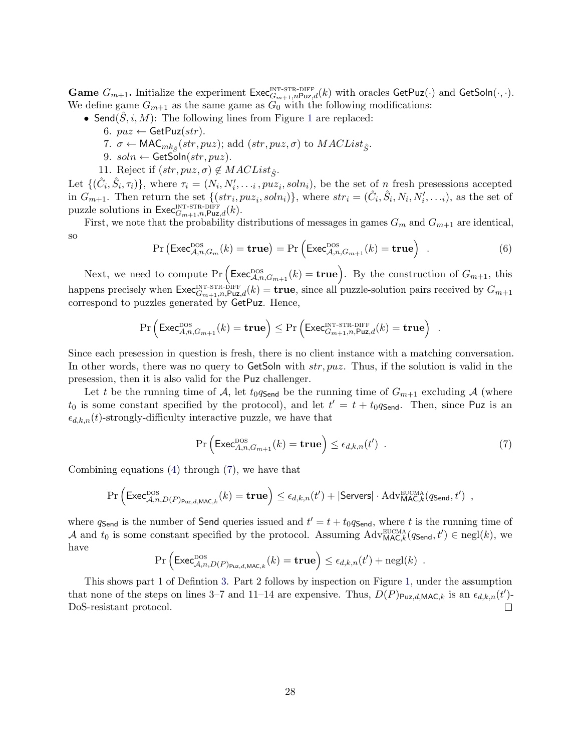**Game $G_{m+1}$.** Initialize the experiment $\mathsf{Exec}^{\text{INT-STR-DIFF}}_{G_{m+1},n\mathsf{Puz},d}(k)$ with oracles $\mathsf{GetPuz}(\cdot)$ and $\mathsf{GetSoln}(\cdot,\cdot)$. We define game $G_{m+1}$ as the same game as $G_0$ with the following modifications:

- $\mathsf{Send}(\hat{S}, i, M)$: The following lines from Figure 1 are replaced:
  6. $puz \leftarrow \mathsf{GetPuz}(str)$.
  7. $\sigma \leftarrow \mathsf{MAC}_{mk_{\hat{S}}}(str, puz)$; add $(str, puz, \sigma)$ to $MACList_{\hat{S}}$.
  9. $soln \leftarrow \mathsf{GetSoln}(str, puz)$.
  11. Reject if $(str, puz, \sigma) \notin MACList_{\hat{S}}$.

Let $\{(\hat{C}_i, \hat{S}_i, \tau_i)\}$, where $\tau_i = (N_i, N'_i, \ldots_i, puz_i, soln_i)$, be the set of $n$ fresh presessions accepted in $G_{m+1}$. Then return the set $\{(str_i, puz_i, soln_i)\}$, where $str_i = (\hat{C}_i, \hat{S}_i, N_i, N'_i, \ldots_i)$, as the set of puzzle solutions in $\mathsf{Exec}^{\text{INT-STR-DIFF}}_{G_{m+1},n,\mathsf{Puz},d}(k)$.

First, we note that the probability distributions of messages in games $G_m$ and $G_{m+1}$ are identical, so

$$\Pr\left(\mathsf{Exec}^{\text{DOS}}_{\mathcal{A},n,G_m}(k) = \mathbf{true}\right) = \Pr\left(\mathsf{Exec}^{\text{DOS}}_{\mathcal{A},n,G_{m+1}}(k) = \mathbf{true}\right) \quad . \tag{6}$$

Next, we need to compute $\Pr\left(\mathsf{Exec}^{\text{DOS}}_{\mathcal{A},n,G_{m+1}}(k) = \mathbf{true}\right)$. By the construction of $G_{m+1}$, this happens precisely when $\mathsf{Exec}^{\text{INT-STR-DIFF}}_{G_{m+1},n,\mathsf{Puz},d}(k) = \mathbf{true}$, since all puzzle-solution pairs received by $G_{m+1}$ correspond to puzzles generated by $\mathsf{GetPuz}$. Hence,

$$\Pr\left(\mathsf{Exec}^{\text{DOS}}_{A,n,G_{m+1}}(k) = \mathbf{true}\right) \leq \Pr\left(\mathsf{Exec}^{\text{INT-STR-DIFF}}_{G_{m+1},n,\mathsf{Puz},d}(k) = \mathbf{true}\right) \quad .$$

Since each presession in question is fresh, there is no client instance with a matching conversation. In other words, there was no query to $\mathsf{GetSoln}$ with $str, puz$. Thus, if the solution is valid in the presession, then it is also valid for the $\mathsf{Puz}$ challenger.

Let $t$ be the running time of $\mathcal{A}$, let $t_0 q_{\mathsf{Send}}$ be the running time of $G_{m+1}$ excluding $\mathcal{A}$ (where $t_0$ is some constant specified by the protocol), and let $t' = t + t_0 q_{\mathsf{Send}}$. Then, since $\mathsf{Puz}$ is an $\epsilon_{d,k,n}(t)$-strongly-difficulty interactive puzzle, we have that

$$\Pr\left(\mathsf{Exec}^{\text{DOS}}_{A,n,G_{m+1}}(k) = \mathbf{true}\right) \leq \epsilon_{d,k,n}(t') \quad . \tag{7}$$

Combining equations (4) through (7), we have that

$$\Pr\left(\mathsf{Exec}^{\text{DOS}}_{\mathcal{A},n,D(P)_{\mathsf{Puz},d,\mathsf{MAC},k}}(k) = \mathbf{true}\right) \leq \epsilon_{d,k,n}(t') + |\mathsf{Servers}| \cdot \mathrm{Adv}^{\text{EUCMA}}_{\mathsf{MAC},k}(q_{\mathsf{Send}}, t') \ ,$$

where $q_{\mathsf{Send}}$ is the number of $\mathsf{Send}$ queries issued and $t' = t + t_0 q_{\mathsf{Send}}$, where $t$ is the running time of $\mathcal{A}$ and $t_0$ is some constant specified by the protocol. Assuming $\mathrm{Adv}^{\text{EUCMA}}_{\mathsf{MAC},k}(q_{\mathsf{Send}}, t') \in \mathrm{negl}(k)$, we have

$$\Pr\left(\mathsf{Exec}^{\text{DOS}}_{\mathcal{A},n,D(P)_{\mathsf{Puz},d,\mathsf{MAC},k}}(k) = \mathbf{true}\right) \leq \epsilon_{d,k,n}(t') + \mathrm{negl}(k) \ .$$

This shows part 1 of Defintion 3. Part 2 follows by inspection on Figure 1, under the assumption that none of the steps on lines 3–7 and 11–14 are expensive. Thus, $D(P)_{\mathsf{Puz},d,\mathsf{MAC},k}$ is an $\epsilon_{d,k,n}(t')$-DoS-resistant protocol. □